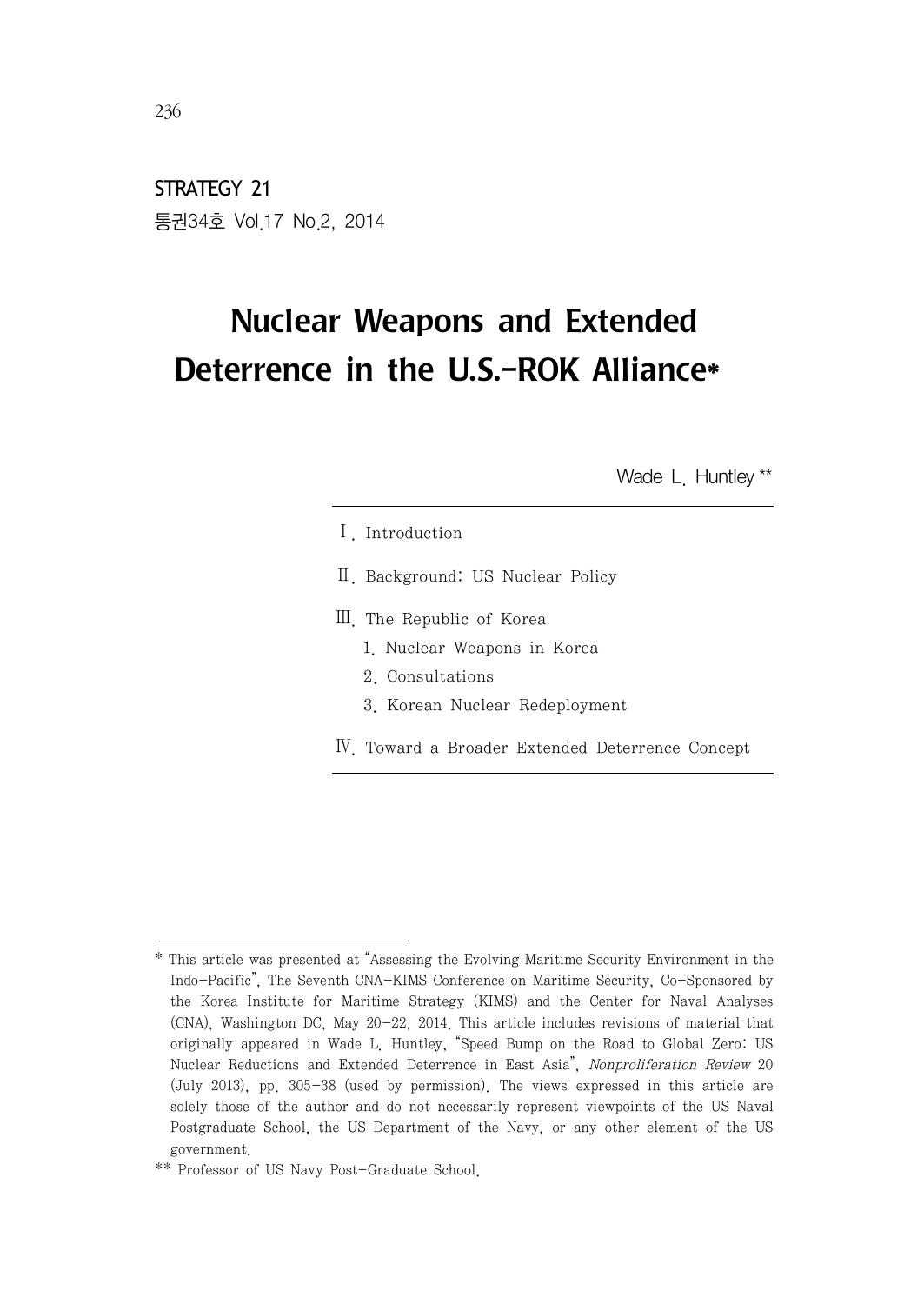STRATEGY 21
통권34호 Vol.17 No.2, 2014

# Nuclear Weapons and Extended Deterrence in the U.S.-ROK Alliance*

Wade L. Huntley **

Ⅰ. Introduction

Ⅱ. Background: US Nuclear Policy

Ⅲ. The Republic of Korea
  1. Nuclear Weapons in Korea
  2. Consultations
  3. Korean Nuclear Redeployment

Ⅳ. Toward a Broader Extended Deterrence Concept

---

* This article was presented at "Assessing the Evolving Maritime Security Environment in the Indo-Pacific", The Seventh CNA-KIMS Conference on Maritime Security, Co-Sponsored by the Korea Institute for Maritime Strategy (KIMS) and the Center for Naval Analyses (CNA), Washington DC, May 20-22, 2014. This article includes revisions of material that originally appeared in Wade L. Huntley, "Speed Bump on the Road to Global Zero: US Nuclear Reductions and Extended Deterrence in East Asia", *Nonproliferation Review* 20 (July 2013), pp. 305-38 (used by permission). The views expressed in this article are solely those of the author and do not necessarily represent viewpoints of the US Naval Postgraduate School, the US Department of the Navy, or any other element of the US government.

** Professor of US Navy Post-Graduate School.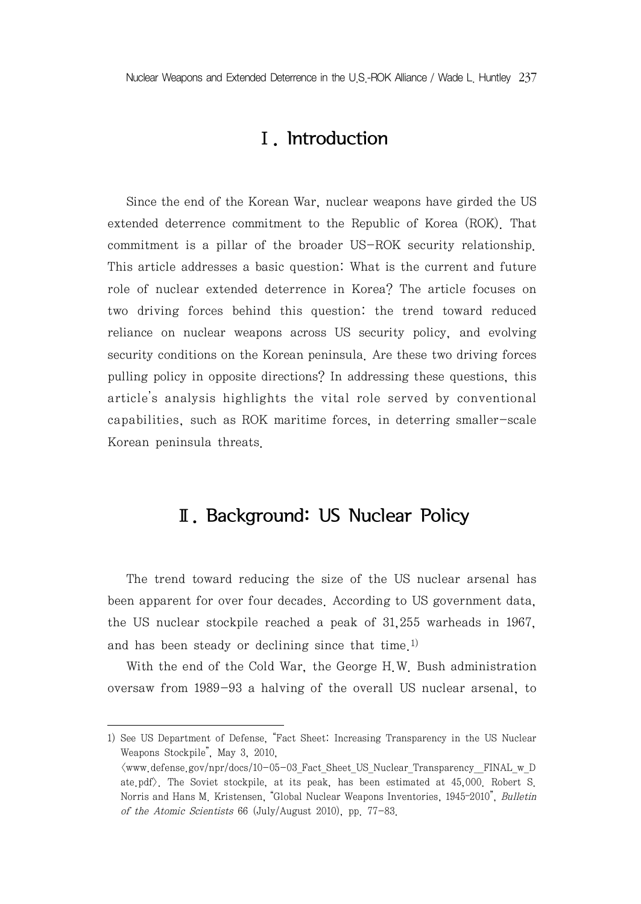## Ⅰ. Introduction

Since the end of the Korean War, nuclear weapons have girded the US extended deterrence commitment to the Republic of Korea (ROK). That commitment is a pillar of the broader US-ROK security relationship. This article addresses a basic question: What is the current and future role of nuclear extended deterrence in Korea? The article focuses on two driving forces behind this question: the trend toward reduced reliance on nuclear weapons across US security policy, and evolving security conditions on the Korean peninsula. Are these two driving forces pulling policy in opposite directions? In addressing these questions, this article's analysis highlights the vital role served by conventional capabilities, such as ROK maritime forces, in deterring smaller-scale Korean peninsula threats.

## Ⅱ. Background: US Nuclear Policy

The trend toward reducing the size of the US nuclear arsenal has been apparent for over four decades. According to US government data, the US nuclear stockpile reached a peak of 31,255 warheads in 1967, and has been steady or declining since that time.[1]

With the end of the Cold War, the George H.W. Bush administration oversaw from 1989-93 a halving of the overall US nuclear arsenal, to

---

1) See US Department of Defense, "Fact Sheet: Increasing Transparency in the US Nuclear Weapons Stockpile", May 3, 2010, 〈www.defense.gov/npr/docs/10-05-03_Fact_Sheet_US_Nuclear_Transparency__FINAL_w_Date.pdf〉. The Soviet stockpile, at its peak, has been estimated at 45,000. Robert S. Norris and Hans M. Kristensen, "Global Nuclear Weapons Inventories, 1945-2010", *Bulletin of the Atomic Scientists* 66 (July/August 2010), pp. 77-83.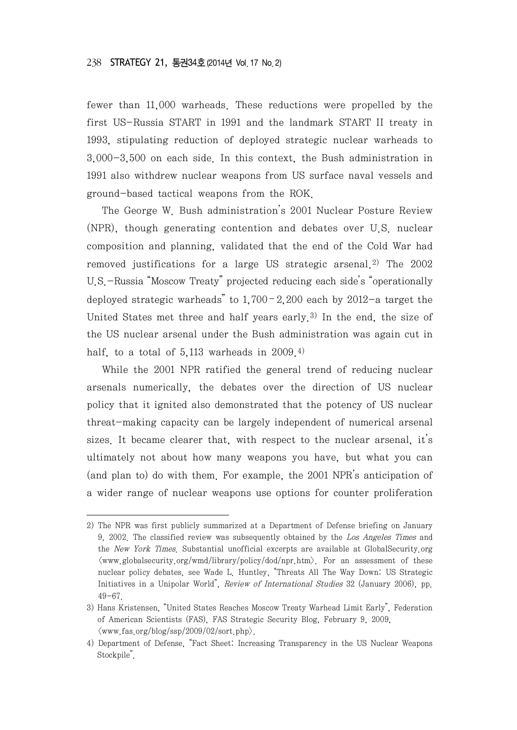fewer than 11,000 warheads. These reductions were propelled by the first US-Russia START in 1991 and the landmark START II treaty in 1993, stipulating reduction of deployed strategic nuclear warheads to 3,000-3,500 on each side. In this context, the Bush administration in 1991 also withdrew nuclear weapons from US surface naval vessels and ground-based tactical weapons from the ROK.

The George W. Bush administration's 2001 Nuclear Posture Review (NPR), though generating contention and debates over U.S. nuclear composition and planning, validated that the end of the Cold War had removed justifications for a large US strategic arsenal.[2] The 2002 U.S.-Russia "Moscow Treaty" projected reducing each side's "operationally deployed strategic warheads" to 1,700-2,200 each by 2012-a target the United States met three and half years early.[3] In the end, the size of the US nuclear arsenal under the Bush administration was again cut in half, to a total of 5,113 warheads in 2009.[4]

While the 2001 NPR ratified the general trend of reducing nuclear arsenals numerically, the debates over the direction of US nuclear policy that it ignited also demonstrated that the potency of US nuclear threat-making capacity can be largely independent of numerical arsenal sizes. It became clearer that, with respect to the nuclear arsenal, it's ultimately not about how many weapons you have, but what you can (and plan to) do with them. For example, the 2001 NPR's anticipation of a wider range of nuclear weapons use options for counter proliferation

---

2) The NPR was first publicly summarized at a Department of Defense briefing on January 9, 2002. The classified review was subsequently obtained by the *Los Angeles Times* and the *New York Times.* Substantial unofficial excerpts are available at GlobalSecurity.org ⟨www.globalsecurity.org/wmd/library/policy/dod/npr.htm⟩. For an assessment of these nuclear policy debates, see Wade L. Huntley, "Threats All The Way Down: US Strategic Initiatives in a Unipolar World", *Review of International Studies* 32 (January 2006), pp. 49-67.

3) Hans Kristensen, "United States Reaches Moscow Treaty Warhead Limit Early", Federation of American Scientists (FAS), FAS Strategic Security Blog, February 9, 2009, ⟨www.fas.org/blog/ssp/2009/02/sort.php⟩.

4) Department of Defense, "Fact Sheet: Increasing Transparency in the US Nuclear Weapons Stockpile".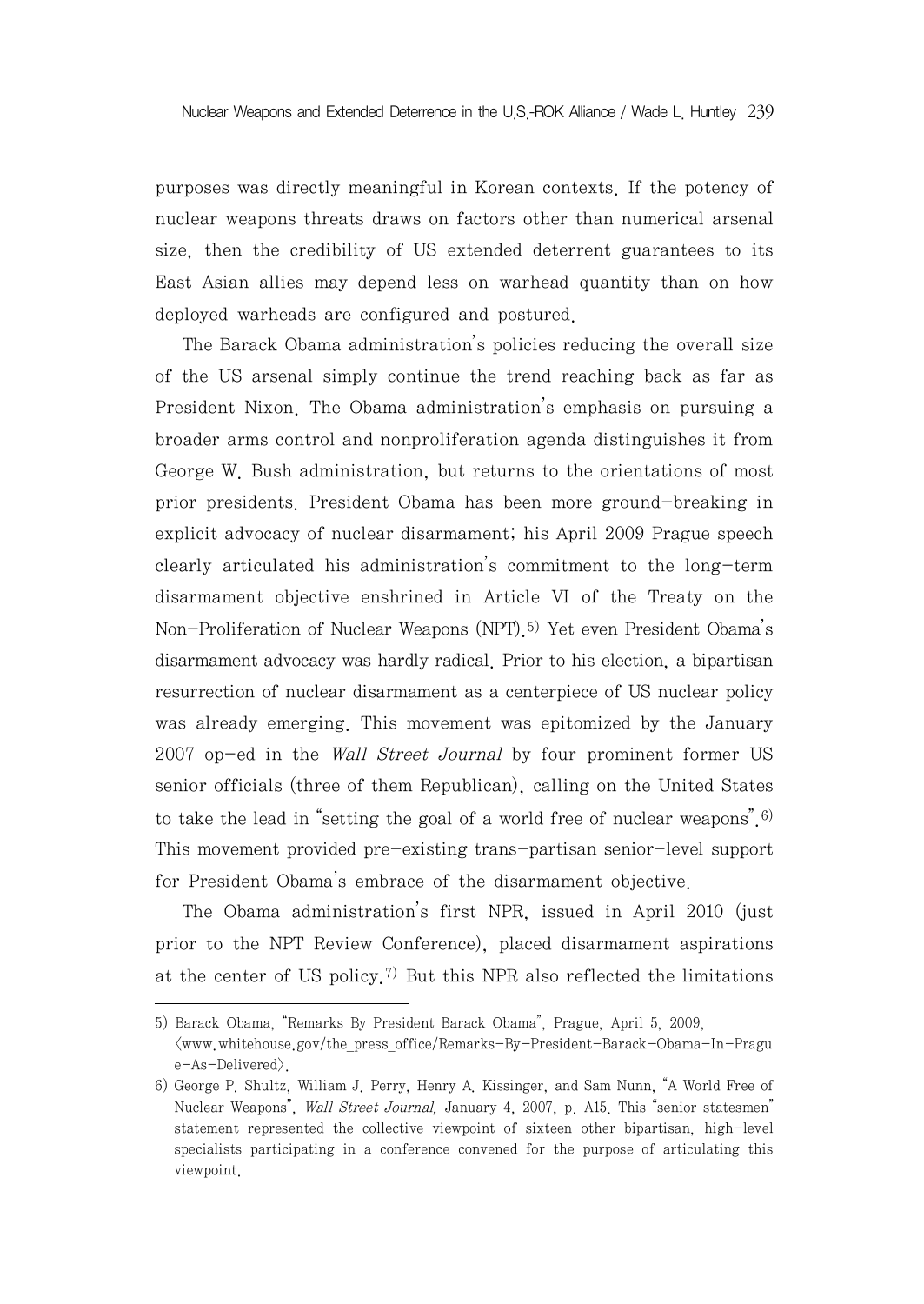purposes was directly meaningful in Korean contexts. If the potency of nuclear weapons threats draws on factors other than numerical arsenal size, then the credibility of US extended deterrent guarantees to its East Asian allies may depend less on warhead quantity than on how deployed warheads are configured and postured.

The Barack Obama administration's policies reducing the overall size of the US arsenal simply continue the trend reaching back as far as President Nixon. The Obama administration's emphasis on pursuing a broader arms control and nonproliferation agenda distinguishes it from George W. Bush administration, but returns to the orientations of most prior presidents. President Obama has been more ground-breaking in explicit advocacy of nuclear disarmament; his April 2009 Prague speech clearly articulated his administration's commitment to the long-term disarmament objective enshrined in Article VI of the Treaty on the Non-Proliferation of Nuclear Weapons (NPT).[5] Yet even President Obama's disarmament advocacy was hardly radical. Prior to his election, a bipartisan resurrection of nuclear disarmament as a centerpiece of US nuclear policy was already emerging. This movement was epitomized by the January 2007 op-ed in the *Wall Street Journal* by four prominent former US senior officials (three of them Republican), calling on the United States to take the lead in "setting the goal of a world free of nuclear weapons".[6] This movement provided pre-existing trans-partisan senior-level support for President Obama's embrace of the disarmament objective.

The Obama administration's first NPR, issued in April 2010 (just prior to the NPT Review Conference), placed disarmament aspirations at the center of US policy.[7] But this NPR also reflected the limitations

---

5) Barack Obama, "Remarks By President Barack Obama", Prague, April 5, 2009, 〈www.whitehouse.gov/the_press_office/Remarks-By-President-Barack-Obama-In-Prague-As-Delivered〉.

6) George P. Shultz, William J. Perry, Henry A. Kissinger, and Sam Nunn, "A World Free of Nuclear Weapons", *Wall Street Journal*, January 4, 2007, p. A15. This "senior statesmen" statement represented the collective viewpoint of sixteen other bipartisan, high-level specialists participating in a conference convened for the purpose of articulating this viewpoint.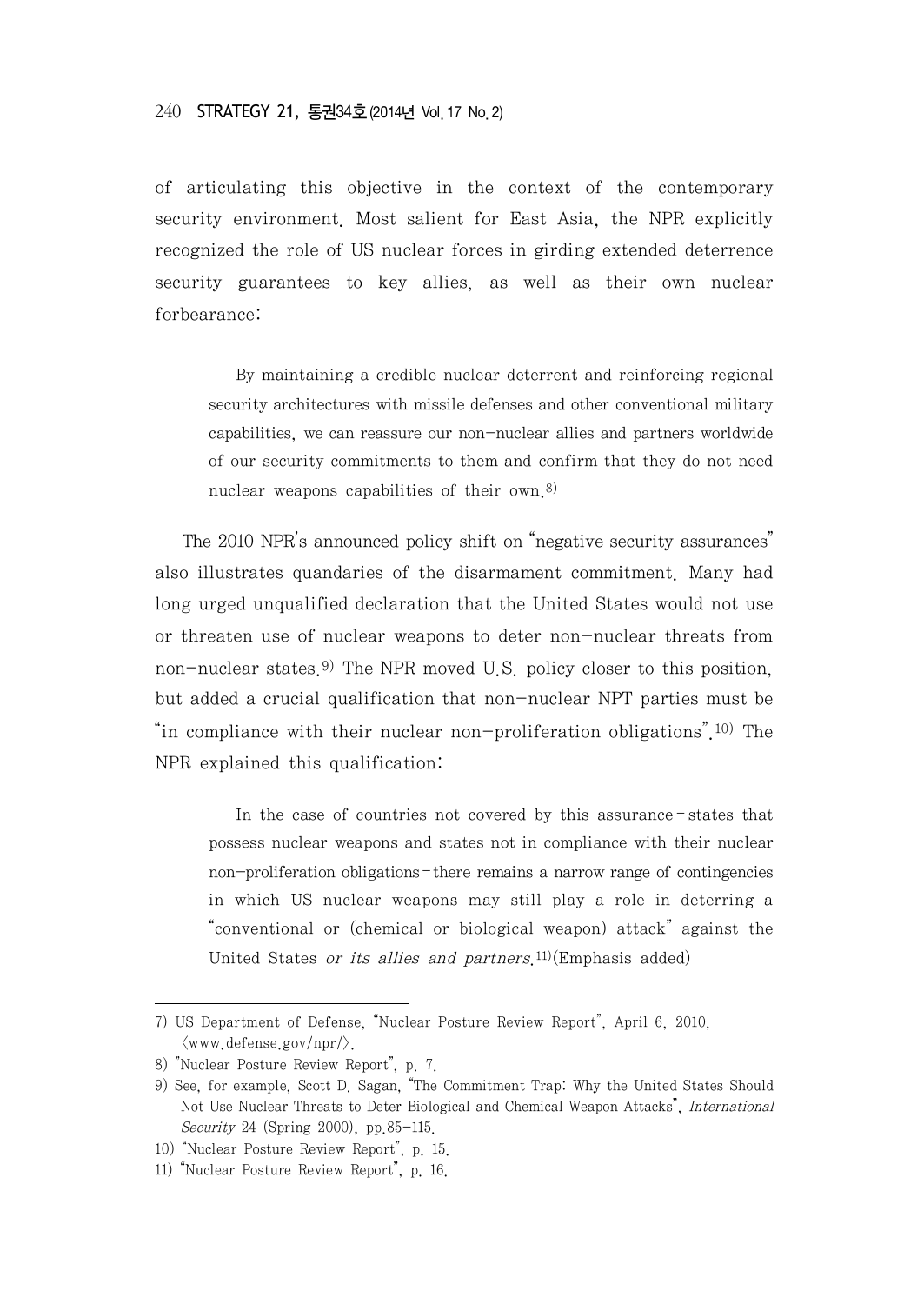of articulating this objective in the context of the contemporary security environment. Most salient for East Asia, the NPR explicitly recognized the role of US nuclear forces in girding extended deterrence security guarantees to key allies, as well as their own nuclear forbearance:

> By maintaining a credible nuclear deterrent and reinforcing regional security architectures with missile defenses and other conventional military capabilities, we can reassure our non-nuclear allies and partners worldwide of our security commitments to them and confirm that they do not need nuclear weapons capabilities of their own.[8]

The 2010 NPR's announced policy shift on "negative security assurances" also illustrates quandaries of the disarmament commitment. Many had long urged unqualified declaration that the United States would not use or threaten use of nuclear weapons to deter non-nuclear threats from non-nuclear states.[9] The NPR moved U.S. policy closer to this position, but added a crucial qualification that non-nuclear NPT parties must be "in compliance with their nuclear non-proliferation obligations".[10] The NPR explained this qualification:

> In the case of countries not covered by this assurance - states that possess nuclear weapons and states not in compliance with their nuclear non-proliferation obligations - there remains a narrow range of contingencies in which US nuclear weapons may still play a role in deterring a "conventional or (chemical or biological weapon) attack" against the United States *or its allies and partners*.[11](Emphasis added)

---

7) US Department of Defense, "Nuclear Posture Review Report", April 6, 2010, 〈www.defense.gov/npr/〉.

8) "Nuclear Posture Review Report", p. 7.

9) See, for example, Scott D. Sagan, "The Commitment Trap: Why the United States Should Not Use Nuclear Threats to Deter Biological and Chemical Weapon Attacks", *International Security* 24 (Spring 2000), pp.85-115.

10) "Nuclear Posture Review Report", p. 15.

11) "Nuclear Posture Review Report", p. 16.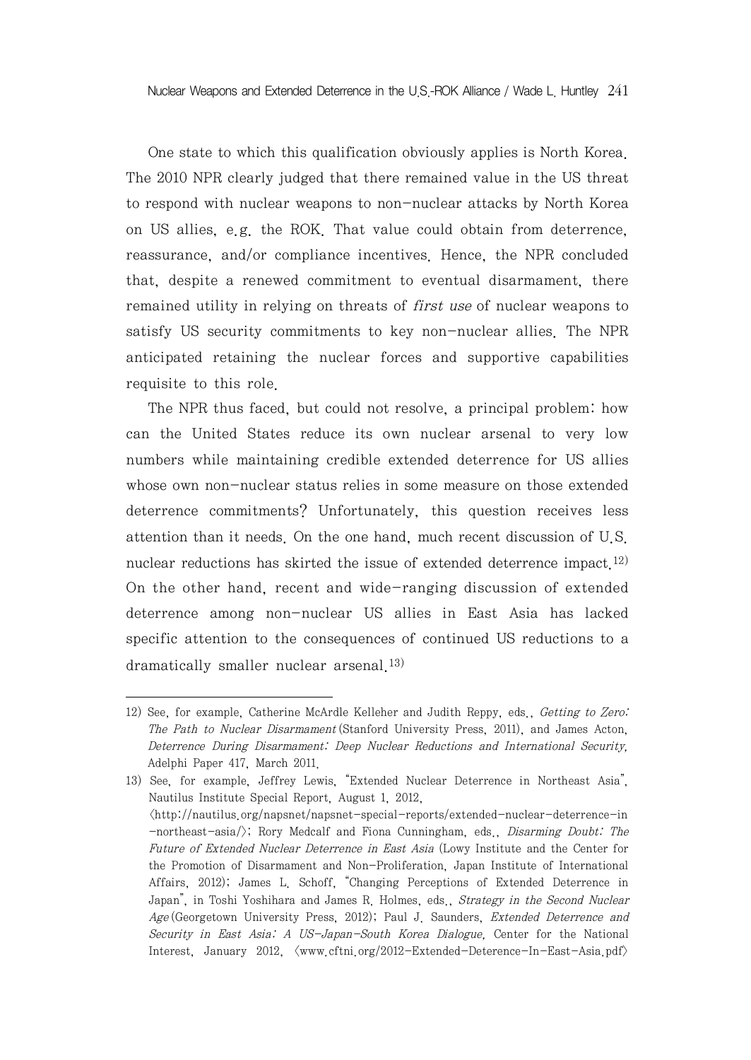One state to which this qualification obviously applies is North Korea. The 2010 NPR clearly judged that there remained value in the US threat to respond with nuclear weapons to non-nuclear attacks by North Korea on US allies, e.g. the ROK. That value could obtain from deterrence, reassurance, and/or compliance incentives. Hence, the NPR concluded that, despite a renewed commitment to eventual disarmament, there remained utility in relying on threats of *first use* of nuclear weapons to satisfy US security commitments to key non-nuclear allies. The NPR anticipated retaining the nuclear forces and supportive capabilities requisite to this role.

The NPR thus faced, but could not resolve, a principal problem: how can the United States reduce its own nuclear arsenal to very low numbers while maintaining credible extended deterrence for US allies whose own non-nuclear status relies in some measure on those extended deterrence commitments? Unfortunately, this question receives less attention than it needs. On the one hand, much recent discussion of U.S. nuclear reductions has skirted the issue of extended deterrence impact.[12] On the other hand, recent and wide-ranging discussion of extended deterrence among non-nuclear US allies in East Asia has lacked specific attention to the consequences of continued US reductions to a dramatically smaller nuclear arsenal.[13]

---

12) See, for example, Catherine McArdle Kelleher and Judith Reppy, eds., *Getting to Zero: The Path to Nuclear Disarmament* (Stanford University Press, 2011), and James Acton, *Deterrence During Disarmament: Deep Nuclear Reductions and International Security,* Adelphi Paper 417, March 2011.

13) See, for example, Jeffrey Lewis, "Extended Nuclear Deterrence in Northeast Asia", Nautilus Institute Special Report, August 1, 2012, 〈http://nautilus.org/napsnet/napsnet-special-reports/extended-nuclear-deterrence-in-northeast-asia/〉; Rory Medcalf and Fiona Cunningham, eds., *Disarming Doubt: The Future of Extended Nuclear Deterrence in East Asia* (Lowy Institute and the Center for the Promotion of Disarmament and Non-Proliferation, Japan Institute of International Affairs, 2012); James L. Schoff, "Changing Perceptions of Extended Deterrence in Japan", in Toshi Yoshihara and James R. Holmes, eds., *Strategy in the Second Nuclear Age* (Georgetown University Press, 2012); Paul J. Saunders, *Extended Deterrence and Security in East Asia: A US-Japan-South Korea Dialogue,* Center for the National Interest, January 2012, 〈www.cftni.org/2012-Extended-Deterence-In-East-Asia.pdf〉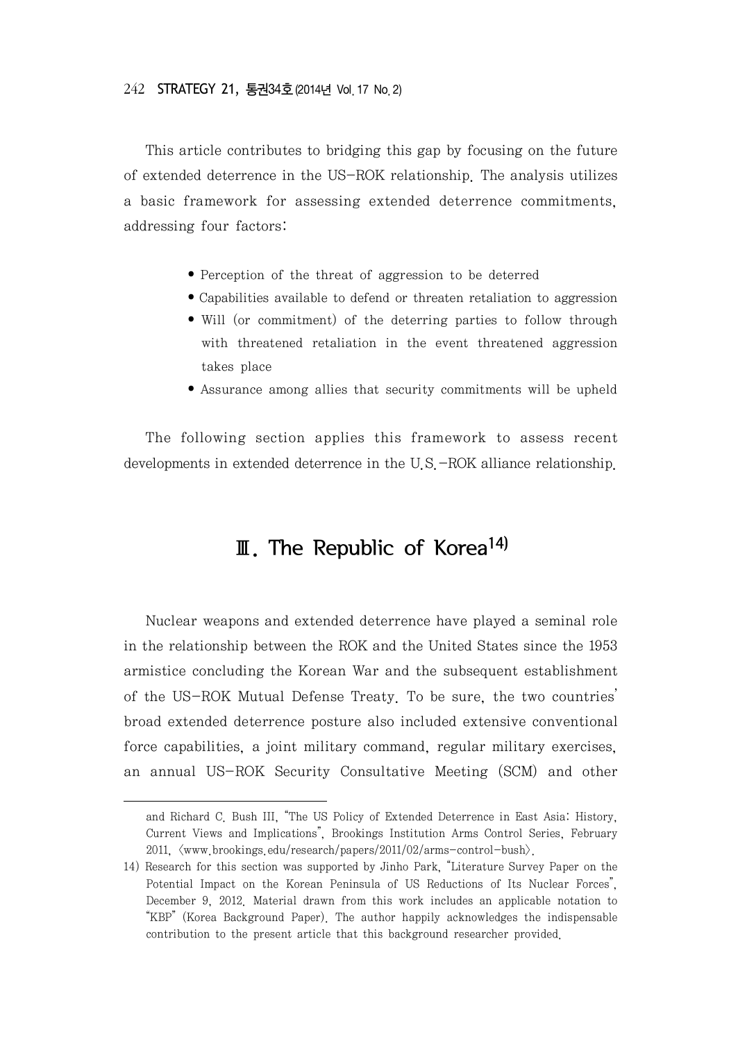This article contributes to bridging this gap by focusing on the future of extended deterrence in the US-ROK relationship. The analysis utilizes a basic framework for assessing extended deterrence commitments, addressing four factors:

- Perception of the threat of aggression to be deterred
- Capabilities available to defend or threaten retaliation to aggression
- Will (or commitment) of the deterring parties to follow through with threatened retaliation in the event threatened aggression takes place
- Assurance among allies that security commitments will be upheld

The following section applies this framework to assess recent developments in extended deterrence in the U.S.-ROK alliance relationship.

## Ⅲ. The Republic of Korea[14]

Nuclear weapons and extended deterrence have played a seminal role in the relationship between the ROK and the United States since the 1953 armistice concluding the Korean War and the subsequent establishment of the US-ROK Mutual Defense Treaty. To be sure, the two countries' broad extended deterrence posture also included extensive conventional force capabilities, a joint military command, regular military exercises, an annual US-ROK Security Consultative Meeting (SCM) and other

---

and Richard C. Bush III, "The US Policy of Extended Deterrence in East Asia: History, Current Views and Implications", Brookings Institution Arms Control Series, February 2011, 〈www.brookings.edu/research/papers/2011/02/arms-control-bush〉.

14) Research for this section was supported by Jinho Park, "Literature Survey Paper on the Potential Impact on the Korean Peninsula of US Reductions of Its Nuclear Forces", December 9, 2012. Material drawn from this work includes an applicable notation to "KBP" (Korea Background Paper). The author happily acknowledges the indispensable contribution to the present article that this background researcher provided.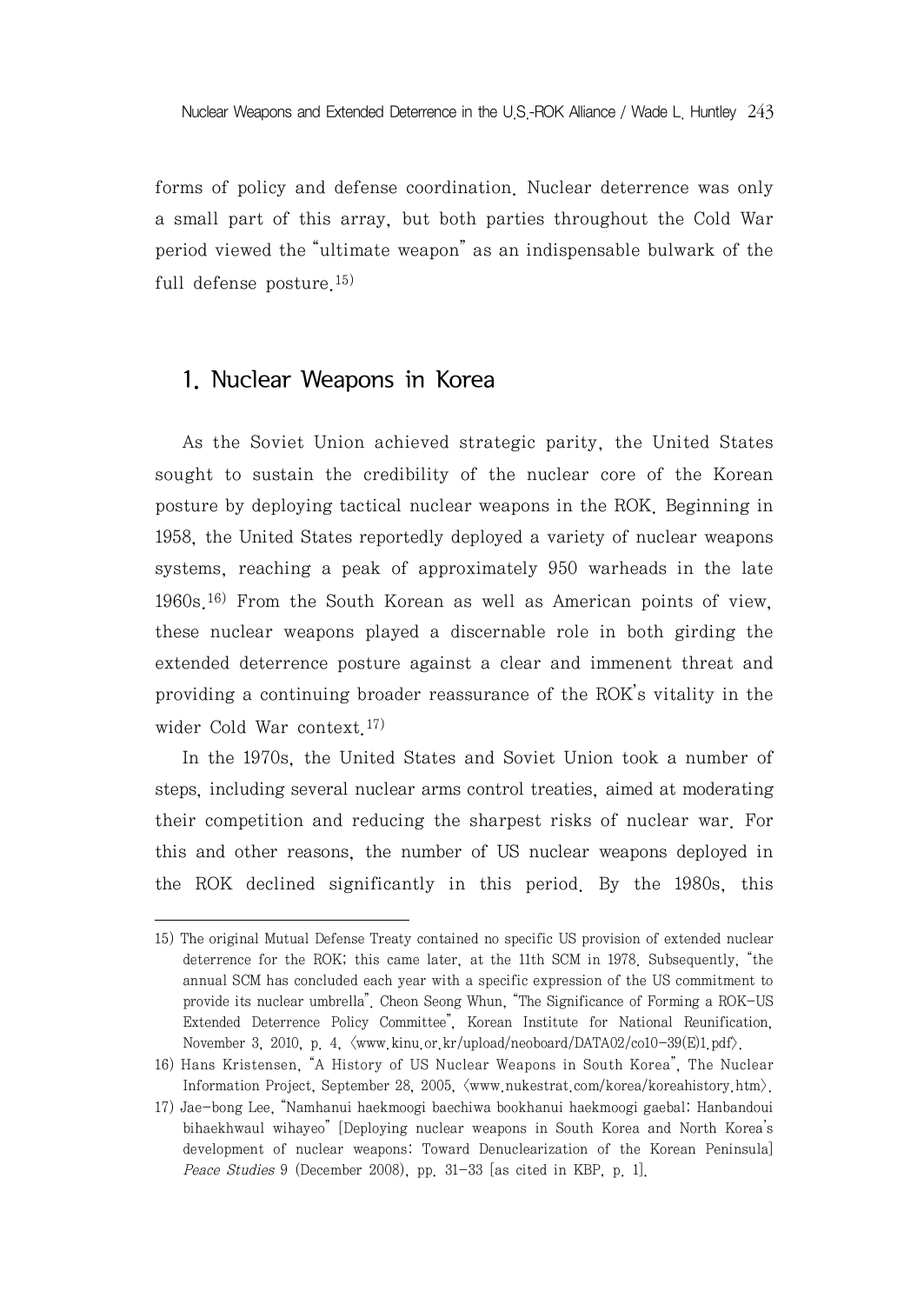forms of policy and defense coordination. Nuclear deterrence was only a small part of this array, but both parties throughout the Cold War period viewed the "ultimate weapon" as an indispensable bulwark of the full defense posture.[15]

## 1. Nuclear Weapons in Korea

As the Soviet Union achieved strategic parity, the United States sought to sustain the credibility of the nuclear core of the Korean posture by deploying tactical nuclear weapons in the ROK. Beginning in 1958, the United States reportedly deployed a variety of nuclear weapons systems, reaching a peak of approximately 950 warheads in the late 1960s.[16] From the South Korean as well as American points of view, these nuclear weapons played a discernable role in both girding the extended deterrence posture against a clear and immenent threat and providing a continuing broader reassurance of the ROK's vitality in the wider Cold War context.[17]

In the 1970s, the United States and Soviet Union took a number of steps, including several nuclear arms control treaties, aimed at moderating their competition and reducing the sharpest risks of nuclear war. For this and other reasons, the number of US nuclear weapons deployed in the ROK declined significantly in this period. By the 1980s, this

---

15) The original Mutual Defense Treaty contained no specific US provision of extended nuclear deterrence for the ROK; this came later, at the 11th SCM in 1978. Subsequently, "the annual SCM has concluded each year with a specific expression of the US commitment to provide its nuclear umbrella". Cheon Seong Whun, "The Significance of Forming a ROK-US Extended Deterrence Policy Committee", Korean Institute for National Reunification, November 3, 2010, p. 4, ⟨www.kinu.or.kr/upload/neoboard/DATA02/co10-39(E)1.pdf⟩.

16) Hans Kristensen, "A History of US Nuclear Weapons in South Korea", The Nuclear Information Project, September 28, 2005, ⟨www.nukestrat.com/korea/koreahistory.htm⟩.

17) Jae-bong Lee, "Namhanui haekmoogi baechiwa bookhanui haekmoogi gaebal: Hanbandoui bihaekhwaul wihayeo" [Deploying nuclear weapons in South Korea and North Korea's development of nuclear weapons: Toward Denuclearization of the Korean Peninsula] *Peace Studies* 9 (December 2008), pp. 31-33 [as cited in KBP, p. 1].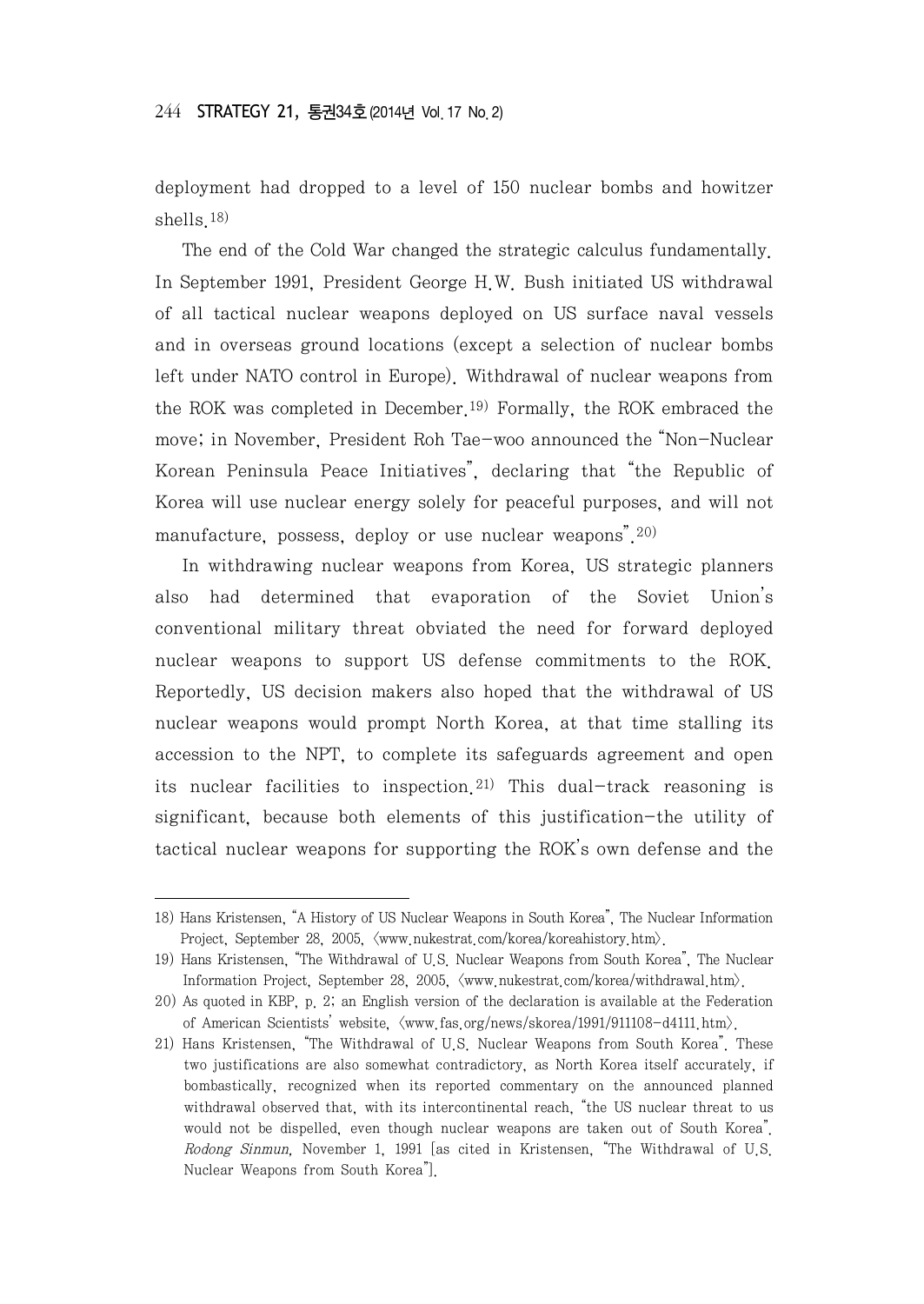deployment had dropped to a level of 150 nuclear bombs and howitzer shells.[18]

The end of the Cold War changed the strategic calculus fundamentally. In September 1991, President George H.W. Bush initiated US withdrawal of all tactical nuclear weapons deployed on US surface naval vessels and in overseas ground locations (except a selection of nuclear bombs left under NATO control in Europe). Withdrawal of nuclear weapons from the ROK was completed in December.[19] Formally, the ROK embraced the move; in November, President Roh Tae-woo announced the "Non-Nuclear Korean Peninsula Peace Initiatives", declaring that "the Republic of Korea will use nuclear energy solely for peaceful purposes, and will not manufacture, possess, deploy or use nuclear weapons".[20]

In withdrawing nuclear weapons from Korea, US strategic planners also had determined that evaporation of the Soviet Union's conventional military threat obviated the need for forward deployed nuclear weapons to support US defense commitments to the ROK. Reportedly, US decision makers also hoped that the withdrawal of US nuclear weapons would prompt North Korea, at that time stalling its accession to the NPT, to complete its safeguards agreement and open its nuclear facilities to inspection.[21] This dual-track reasoning is significant, because both elements of this justification-the utility of tactical nuclear weapons for supporting the ROK's own defense and the

---

18) Hans Kristensen, "A History of US Nuclear Weapons in South Korea", The Nuclear Information Project, September 28, 2005, ⟨www.nukestrat.com/korea/koreahistory.htm⟩.

19) Hans Kristensen, "The Withdrawal of U.S. Nuclear Weapons from South Korea", The Nuclear Information Project, September 28, 2005, ⟨www.nukestrat.com/korea/withdrawal.htm⟩.

20) As quoted in KBP, p. 2; an English version of the declaration is available at the Federation of American Scientists' website, ⟨www.fas.org/news/skorea/1991/911108-d4111.htm⟩.

21) Hans Kristensen, "The Withdrawal of U.S. Nuclear Weapons from South Korea". These two justifications are also somewhat contradictory, as North Korea itself accurately, if bombastically, recognized when its reported commentary on the announced planned withdrawal observed that, with its intercontinental reach, "the US nuclear threat to us would not be dispelled, even though nuclear weapons are taken out of South Korea". *Rodong Sinmun,* November 1, 1991 [as cited in Kristensen, "The Withdrawal of U.S. Nuclear Weapons from South Korea"].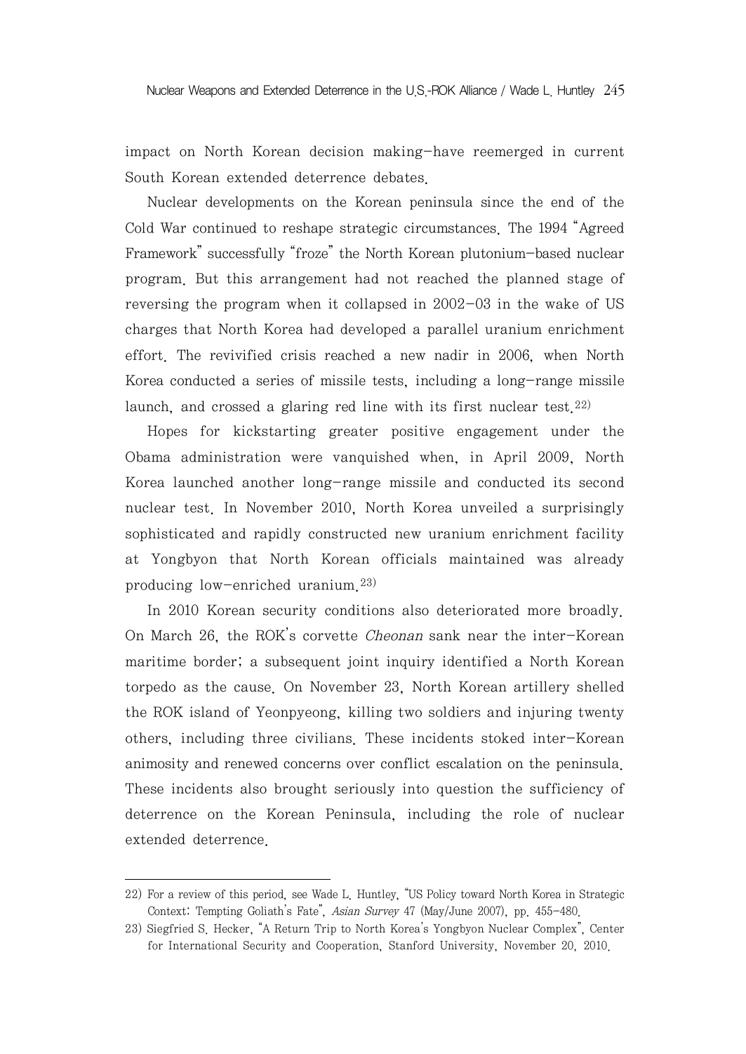impact on North Korean decision making—have reemerged in current South Korean extended deterrence debates.

Nuclear developments on the Korean peninsula since the end of the Cold War continued to reshape strategic circumstances. The 1994 "Agreed Framework" successfully "froze" the North Korean plutonium-based nuclear program. But this arrangement had not reached the planned stage of reversing the program when it collapsed in 2002-03 in the wake of US charges that North Korea had developed a parallel uranium enrichment effort. The revivified crisis reached a new nadir in 2006, when North Korea conducted a series of missile tests, including a long-range missile launch, and crossed a glaring red line with its first nuclear test.[22]

Hopes for kickstarting greater positive engagement under the Obama administration were vanquished when, in April 2009, North Korea launched another long-range missile and conducted its second nuclear test. In November 2010, North Korea unveiled a surprisingly sophisticated and rapidly constructed new uranium enrichment facility at Yongbyon that North Korean officials maintained was already producing low-enriched uranium.[23]

In 2010 Korean security conditions also deteriorated more broadly. On March 26, the ROK's corvette *Cheonan* sank near the inter-Korean maritime border; a subsequent joint inquiry identified a North Korean torpedo as the cause. On November 23, North Korean artillery shelled the ROK island of Yeonpyeong, killing two soldiers and injuring twenty others, including three civilians. These incidents stoked inter-Korean animosity and renewed concerns over conflict escalation on the peninsula. These incidents also brought seriously into question the sufficiency of deterrence on the Korean Peninsula, including the role of nuclear extended deterrence.

---

22) For a review of this period, see Wade L. Huntley, "US Policy toward North Korea in Strategic Context: Tempting Goliath's Fate", *Asian Survey* 47 (May/June 2007), pp. 455-480.

23) Siegfried S. Hecker, "A Return Trip to North Korea's Yongbyon Nuclear Complex", Center for International Security and Cooperation, Stanford University, November 20, 2010.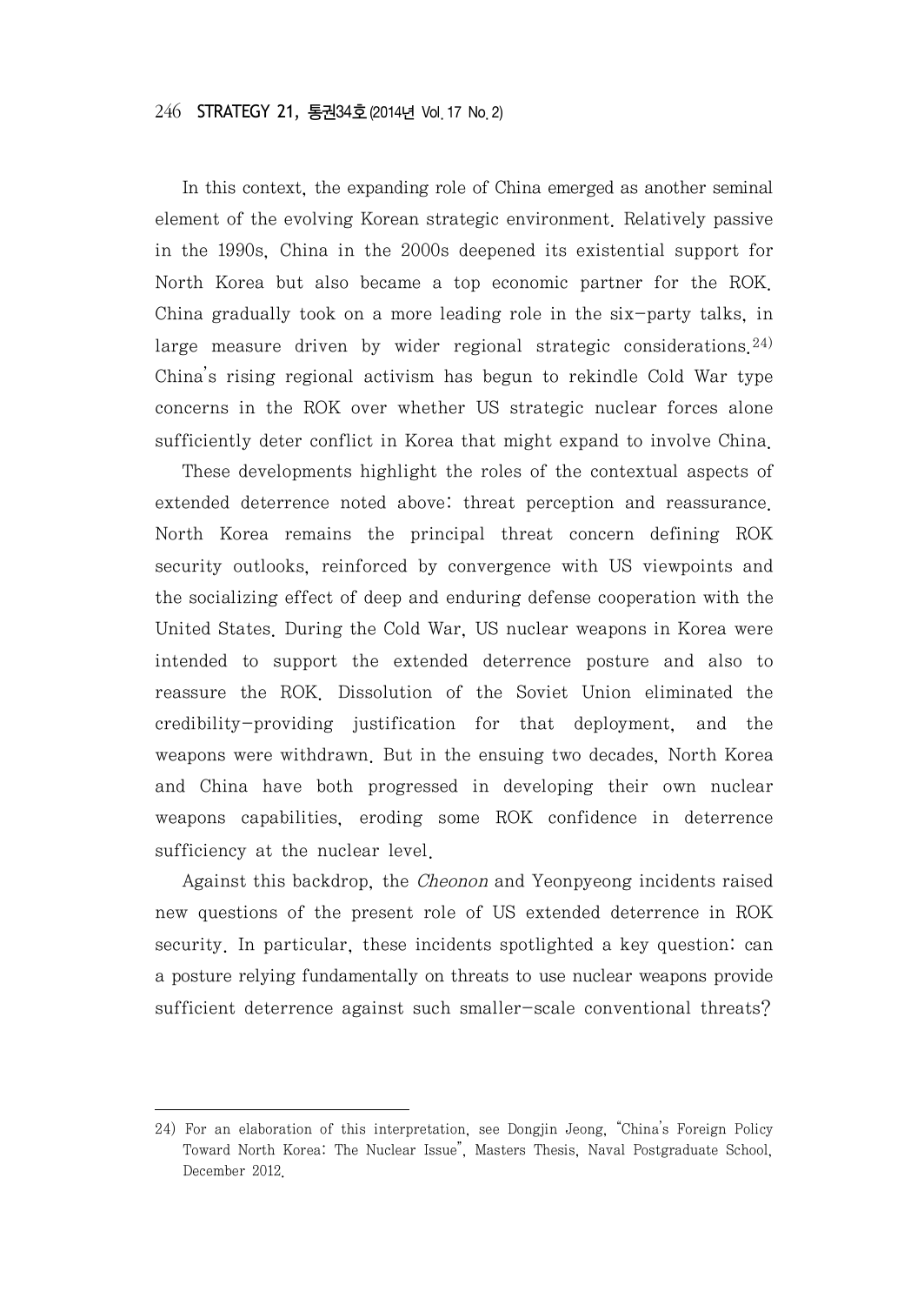In this context, the expanding role of China emerged as another seminal element of the evolving Korean strategic environment. Relatively passive in the 1990s, China in the 2000s deepened its existential support for North Korea but also became a top economic partner for the ROK. China gradually took on a more leading role in the six-party talks, in large measure driven by wider regional strategic considerations.[24] China's rising regional activism has begun to rekindle Cold War type concerns in the ROK over whether US strategic nuclear forces alone sufficiently deter conflict in Korea that might expand to involve China.

These developments highlight the roles of the contextual aspects of extended deterrence noted above: threat perception and reassurance. North Korea remains the principal threat concern defining ROK security outlooks, reinforced by convergence with US viewpoints and the socializing effect of deep and enduring defense cooperation with the United States. During the Cold War, US nuclear weapons in Korea were intended to support the extended deterrence posture and also to reassure the ROK. Dissolution of the Soviet Union eliminated the credibility-providing justification for that deployment, and the weapons were withdrawn. But in the ensuing two decades, North Korea and China have both progressed in developing their own nuclear weapons capabilities, eroding some ROK confidence in deterrence sufficiency at the nuclear level.

Against this backdrop, the *Cheonon* and Yeonpyeong incidents raised new questions of the present role of US extended deterrence in ROK security. In particular, these incidents spotlighted a key question: can a posture relying fundamentally on threats to use nuclear weapons provide sufficient deterrence against such smaller-scale conventional threats?

---

24) For an elaboration of this interpretation, see Dongjin Jeong, "China's Foreign Policy Toward North Korea: The Nuclear Issue", Masters Thesis, Naval Postgraduate School, December 2012.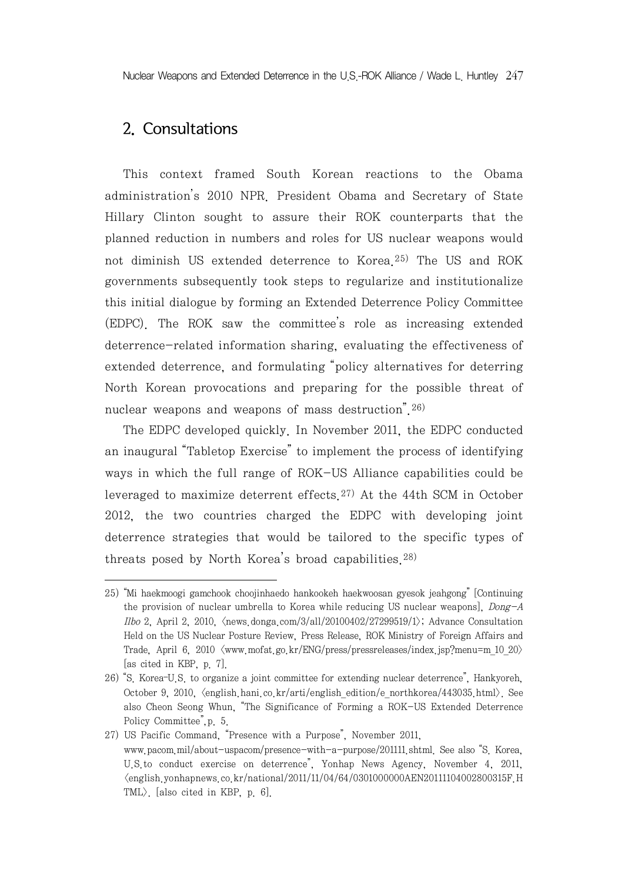## 2. Consultations

This context framed South Korean reactions to the Obama administration's 2010 NPR. President Obama and Secretary of State Hillary Clinton sought to assure their ROK counterparts that the planned reduction in numbers and roles for US nuclear weapons would not diminish US extended deterrence to Korea.[25] The US and ROK governments subsequently took steps to regularize and institutionalize this initial dialogue by forming an Extended Deterrence Policy Committee (EDPC). The ROK saw the committee's role as increasing extended deterrence-related information sharing, evaluating the effectiveness of extended deterrence, and formulating "policy alternatives for deterring North Korean provocations and preparing for the possible threat of nuclear weapons and weapons of mass destruction".[26]

The EDPC developed quickly. In November 2011, the EDPC conducted an inaugural "Tabletop Exercise" to implement the process of identifying ways in which the full range of ROK-US Alliance capabilities could be leveraged to maximize deterrent effects.[27] At the 44th SCM in October 2012, the two countries charged the EDPC with developing joint deterrence strategies that would be tailored to the specific types of threats posed by North Korea's broad capabilities.[28]

---

25) "Mi haekmoogi gamchook choojinhaedo hankookeh haekwoosan gyesok jeahgong" [Continuing the provision of nuclear umbrella to Korea while reducing US nuclear weapons], *Dong-A Ilbo* 2, April 2, 2010, 〈news.donga.com/3/all/20100402/27299519/1〉; Advance Consultation Held on the US Nuclear Posture Review, Press Release, ROK Ministry of Foreign Affairs and Trade, April 6, 2010 〈www.mofat.go.kr/ENG/press/pressreleases/index.jsp?menu=m_10_20〉 [as cited in KBP, p. 7].

26) "S. Korea-U.S. to organize a joint committee for extending nuclear deterrence", Hankyoreh, October 9, 2010, 〈english.hani.co.kr/arti/english_edition/e_northkorea/443035.html〉. See also Cheon Seong Whun, "The Significance of Forming a ROK-US Extended Deterrence Policy Committee", p. 5.

27) US Pacific Command, "Presence with a Purpose", November 2011, www.pacom.mil/about-uspacom/presence-with-a-purpose/201111.shtml. See also "S. Korea, U.S. to conduct exercise on deterrence", Yonhap News Agency, November 4, 2011, 〈english.yonhapnews.co.kr/national/2011/11/04/64/0301000000AEN20111104002800315F.HTML〉. [also cited in KBP, p. 6].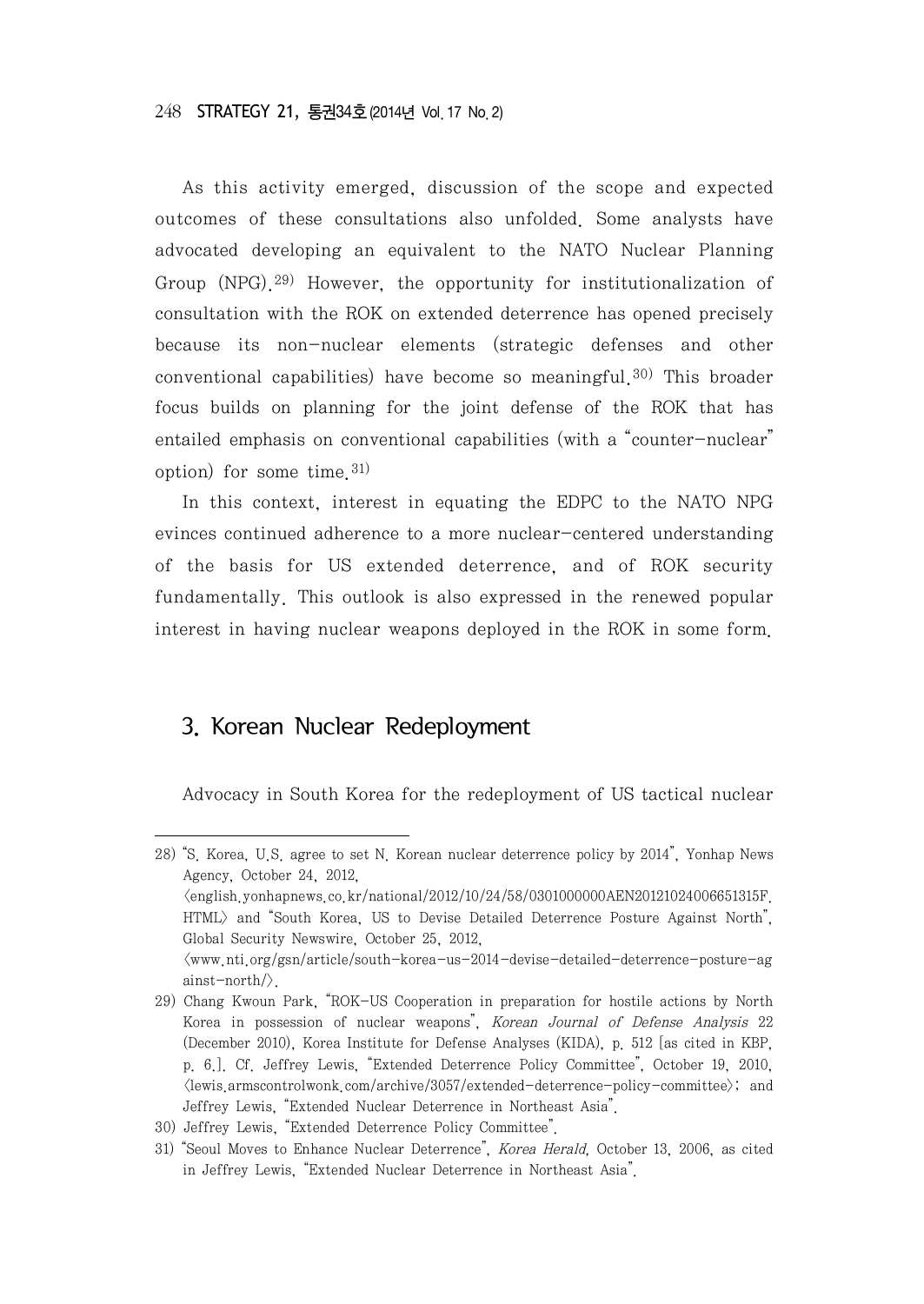As this activity emerged, discussion of the scope and expected outcomes of these consultations also unfolded. Some analysts have advocated developing an equivalent to the NATO Nuclear Planning Group (NPG).[29] However, the opportunity for institutionalization of consultation with the ROK on extended deterrence has opened precisely because its non-nuclear elements (strategic defenses and other conventional capabilities) have become so meaningful.[30] This broader focus builds on planning for the joint defense of the ROK that has entailed emphasis on conventional capabilities (with a "counter-nuclear" option) for some time.[31]

In this context, interest in equating the EDPC to the NATO NPG evinces continued adherence to a more nuclear-centered understanding of the basis for US extended deterrence, and of ROK security fundamentally. This outlook is also expressed in the renewed popular interest in having nuclear weapons deployed in the ROK in some form.

## 3. Korean Nuclear Redeployment

Advocacy in South Korea for the redeployment of US tactical nuclear

---

28) "S. Korea, U.S. agree to set N. Korean nuclear deterrence policy by 2014", Yonhap News Agency, October 24, 2012, ⟨english.yonhapnews.co.kr/national/2012/10/24/58/0301000000AEN20121024006651315F.HTML⟩ and "South Korea, US to Devise Detailed Deterrence Posture Against North", Global Security Newswire, October 25, 2012, ⟨www.nti.org/gsn/article/south-korea-us-2014-devise-detailed-deterrence-posture-against-north/⟩.

29) Chang Kwoun Park, "ROK-US Cooperation in preparation for hostile actions by North Korea in possession of nuclear weapons", *Korean Journal of Defense Analysis* 22 (December 2010), Korea Institute for Defense Analyses (KIDA), p. 512 [as cited in KBP, p. 6.]. Cf. Jeffrey Lewis, "Extended Deterrence Policy Committee", October 19, 2010, ⟨lewis.armscontrolwonk.com/archive/3057/extended-deterrence-policy-committee⟩; and Jeffrey Lewis, "Extended Nuclear Deterrence in Northeast Asia".

30) Jeffrey Lewis, "Extended Deterrence Policy Committee".

31) "Seoul Moves to Enhance Nuclear Deterrence", *Korea Herald,* October 13, 2006, as cited in Jeffrey Lewis, "Extended Nuclear Deterrence in Northeast Asia".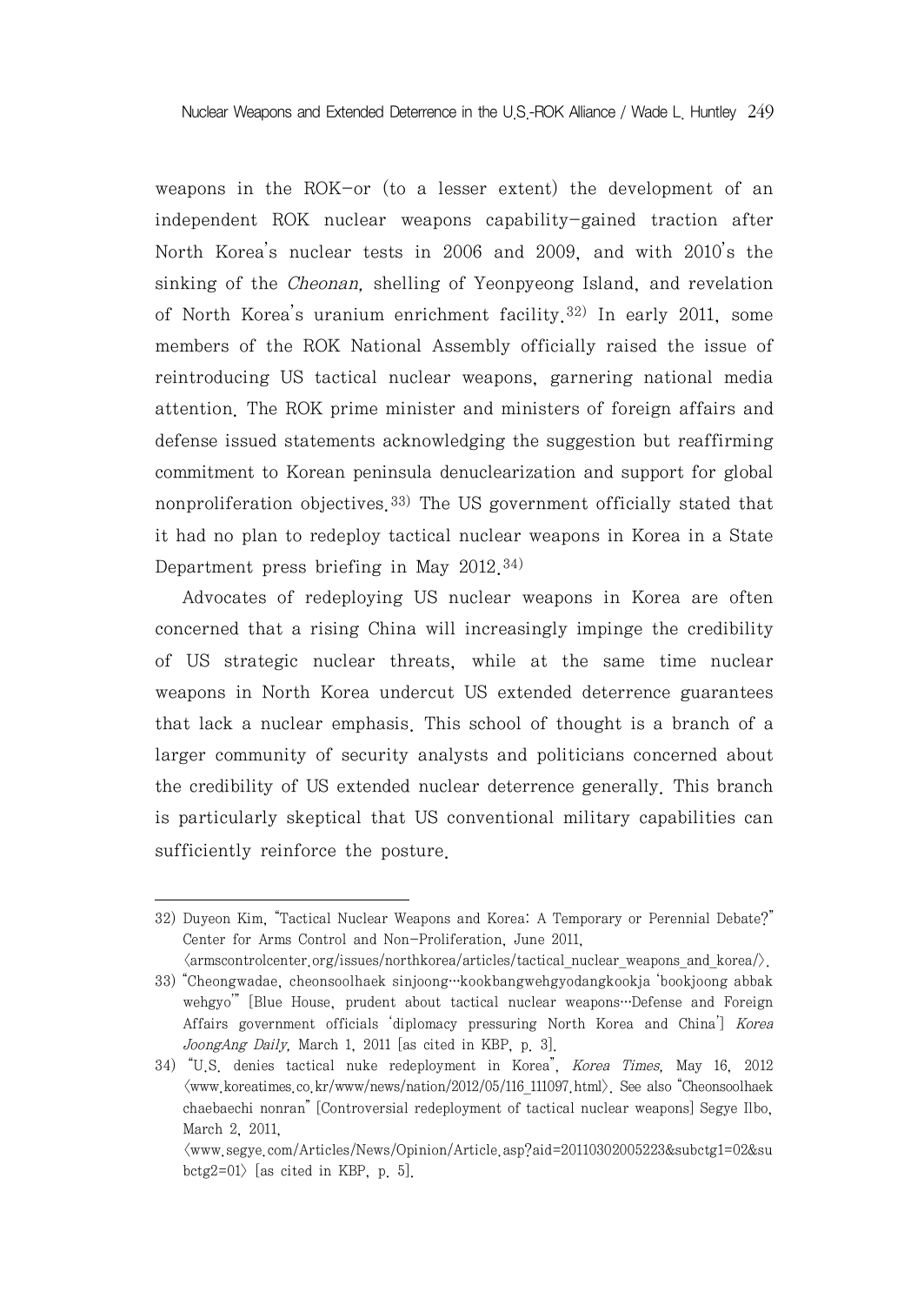weapons in the ROK—or (to a lesser extent) the development of an independent ROK nuclear weapons capability—gained traction after North Korea's nuclear tests in 2006 and 2009, and with 2010's the sinking of the *Cheonan*, shelling of Yeonpyeong Island, and revelation of North Korea's uranium enrichment facility.[32] In early 2011, some members of the ROK National Assembly officially raised the issue of reintroducing US tactical nuclear weapons, garnering national media attention. The ROK prime minister and ministers of foreign affairs and defense issued statements acknowledging the suggestion but reaffirming commitment to Korean peninsula denuclearization and support for global nonproliferation objectives.[33] The US government officially stated that it had no plan to redeploy tactical nuclear weapons in Korea in a State Department press briefing in May 2012.[34]

Advocates of redeploying US nuclear weapons in Korea are often concerned that a rising China will increasingly impinge the credibility of US strategic nuclear threats, while at the same time nuclear weapons in North Korea undercut US extended deterrence guarantees that lack a nuclear emphasis. This school of thought is a branch of a larger community of security analysts and politicians concerned about the credibility of US extended nuclear deterrence generally. This branch is particularly skeptical that US conventional military capabilities can sufficiently reinforce the posture.

---

32) Duyeon Kim, "Tactical Nuclear Weapons and Korea: A Temporary or Perennial Debate?" Center for Arms Control and Non-Proliferation, June 2011, 〈armscontrolcenter.org/issues/northkorea/articles/tactical_nuclear_weapons_and_korea/〉.

33) "Cheongwadae, cheonsoolhaek sinjoong…kookbangwehgyodangkookja 'bookjoong abbak wehgyo'" [Blue House, prudent about tactical nuclear weapons…Defense and Foreign Affairs government officials 'diplomacy pressuring North Korea and China'] *Korea JoongAng Daily*, March 1, 2011 [as cited in KBP, p. 3].

34) "U.S. denies tactical nuke redeployment in Korea", *Korea Times*, May 16, 2012 〈www.koreatimes.co.kr/www/news/nation/2012/05/116_111097.html〉. See also "Cheonsoolhaek chaebaechi nonran" [Controversial redeployment of tactical nuclear weapons] Segye Ilbo, March 2, 2011, 〈www.segye.com/Articles/News/Opinion/Article.asp?aid=20110302005223&subctg1=02&subctg2=01〉 [as cited in KBP, p. 5].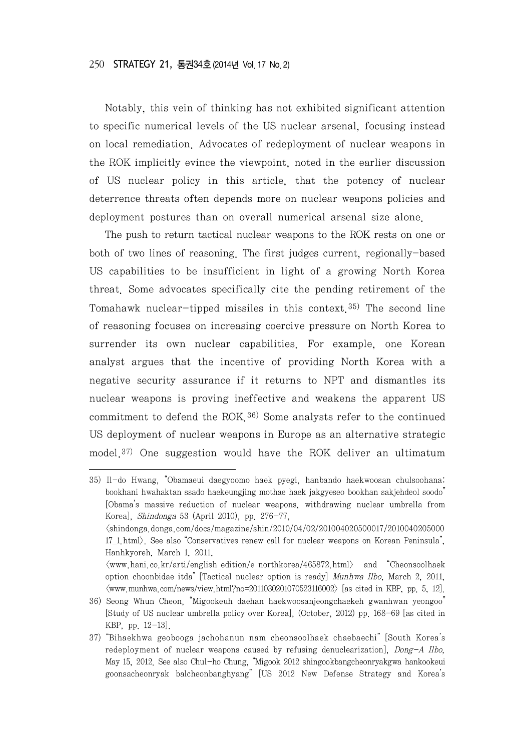Notably, this vein of thinking has not exhibited significant attention to specific numerical levels of the US nuclear arsenal, focusing instead on local remediation. Advocates of redeployment of nuclear weapons in the ROK implicitly evince the viewpoint, noted in the earlier discussion of US nuclear policy in this article, that the potency of nuclear deterrence threats often depends more on nuclear weapons policies and deployment postures than on overall numerical arsenal size alone.

The push to return tactical nuclear weapons to the ROK rests on one or both of two lines of reasoning. The first judges current, regionally-based US capabilities to be insufficient in light of a growing North Korea threat. Some advocates specifically cite the pending retirement of the Tomahawk nuclear-tipped missiles in this context.[35] The second line of reasoning focuses on increasing coercive pressure on North Korea to surrender its own nuclear capabilities. For example, one Korean analyst argues that the incentive of providing North Korea with a negative security assurance if it returns to NPT and dismantles its nuclear weapons is proving ineffective and weakens the apparent US commitment to defend the ROK.[36] Some analysts refer to the continued US deployment of nuclear weapons in Europe as an alternative strategic model.[37] One suggestion would have the ROK deliver an ultimatum

---

35) Il-do Hwang, "Obamaeui daegyoomo haek pyegi, hanbando haekwoosan chulsoohana: bookhani hwahaktan ssado haekeungjing mothae haek jakgyeseo bookhan sakjehdeol soodo" [Obama's massive reduction of nuclear weapons, withdrawing nuclear umbrella from Korea], *Shindonga* 53 (April 2010), pp. 276-77, ⟨shindonga.donga.com/docs/magazine/shin/2010/04/02/201004020500017/201004020500017_1.html⟩. See also "Conservatives renew call for nuclear weapons on Korean Peninsula", Hanhkyoreh, March 1, 2011, ⟨www.hani.co.kr/arti/english_edition/e_northkorea/465872.html⟩ and "Cheonsoolhaek option choonbidae itda" [Tactical nuclear option is ready] *Munhwa Ilbo*, March 2, 2011, ⟨www.munhwa.com/news/view.html?no=2011030201070523116002⟩ [as cited in KBP, pp. 5, 12].

36) Seong Whun Cheon, "Migookeuh daehan haekwoosanjeongchaekeh gwanhwan yeongoo" [Study of US nuclear umbrella policy over Korea], (October, 2012) pp. 168-69 [as cited in KBP, pp. 12-13].

37) "Bihaekhwa geobooga jachohanun nam cheonsoolhaek chaebaechi" [South Korea's redeployment of nuclear weapons caused by refusing denuclearization], *Dong-A Ilbo*, May 15, 2012. See also Chul-ho Chung, "Migook 2012 shingookbangcheonryakgwa hankookeui goonsacheonryak balcheonbanghyang" [US 2012 New Defense Strategy and Korea's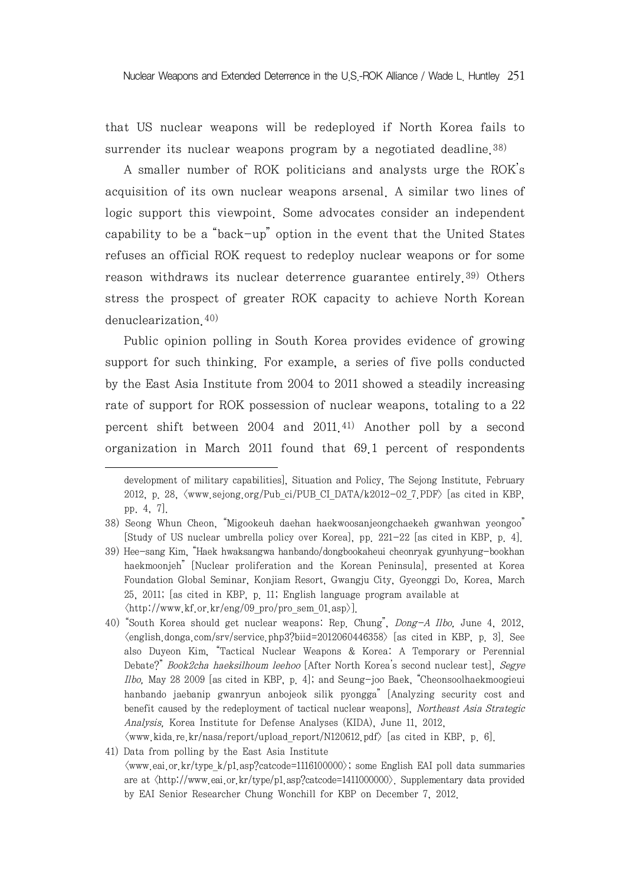that US nuclear weapons will be redeployed if North Korea fails to surrender its nuclear weapons program by a negotiated deadline.[38]

A smaller number of ROK politicians and analysts urge the ROK's acquisition of its own nuclear weapons arsenal. A similar two lines of logic support this viewpoint. Some advocates consider an independent capability to be a "back-up" option in the event that the United States refuses an official ROK request to redeploy nuclear weapons or for some reason withdraws its nuclear deterrence guarantee entirely.[39] Others stress the prospect of greater ROK capacity to achieve North Korean denuclearization.[40]

Public opinion polling in South Korea provides evidence of growing support for such thinking. For example, a series of five polls conducted by the East Asia Institute from 2004 to 2011 showed a steadily increasing rate of support for ROK possession of nuclear weapons, totaling to a 22 percent shift between 2004 and 2011.[41] Another poll by a second organization in March 2011 found that 69.1 percent of respondents

---

development of military capabilities], Situation and Policy, The Sejong Institute, February 2012, p. 28, 〈www.sejong.org/Pub_ci/PUB_CI_DATA/k2012-02_7.PDF〉 [as cited in KBP, pp. 4, 7].

38) Seong Whun Cheon, "Migookeuh daehan haekwoosanjeongchaekeh gwanhwan yeongoo" [Study of US nuclear umbrella policy over Korea], pp. 221–22 [as cited in KBP, p. 4].

39) Hee-sang Kim, "Haek hwaksangwa hanbando/dongbookaheui cheonryak gyunhyung-bookhan haekmoonjeh" [Nuclear proliferation and the Korean Peninsula], presented at Korea Foundation Global Seminar, Konjiam Resort, Gwangju City, Gyeonggi Do, Korea, March 25, 2011; [as cited in KBP, p. 11; English language program available at 〈http://www.kf.or.kr/eng/09_pro/pro_sem_01.asp〉].

40) "South Korea should get nuclear weapons: Rep. Chung", *Dong-A Ilbo*, June 4, 2012, 〈english.donga.com/srv/service.php3?biid=2012060446358〉 [as cited in KBP, p. 3]. See also Duyeon Kim, "Tactical Nuclear Weapons & Korea: A Temporary or Perennial Debate?" *Book2cha haeksilhoum leehoo* [After North Korea's second nuclear test], *Segye Ilbo*, May 28 2009 [as cited in KBP, p. 4]; and Seung-joo Baek, "Cheonsoolhaekmoogieui hanbando jaebanip gwanryun anbojeok silik pyongga" [Analyzing security cost and benefit caused by the redeployment of tactical nuclear weapons], *Northeast Asia Strategic Analysis*, Korea Institute for Defense Analyses (KIDA), June 11, 2012, 〈www.kida.re.kr/nasa/report/upload_report/N120612.pdf〉 [as cited in KBP, p. 6].

41) Data from polling by the East Asia Institute 〈www.eai.or.kr/type_k/p1.asp?catcode=1116100000〉; some English EAI poll data summaries are at 〈http://www.eai.or.kr/type/p1.asp?catcode=1411000000〉. Supplementary data provided by EAI Senior Researcher Chung Wonchill for KBP on December 7, 2012.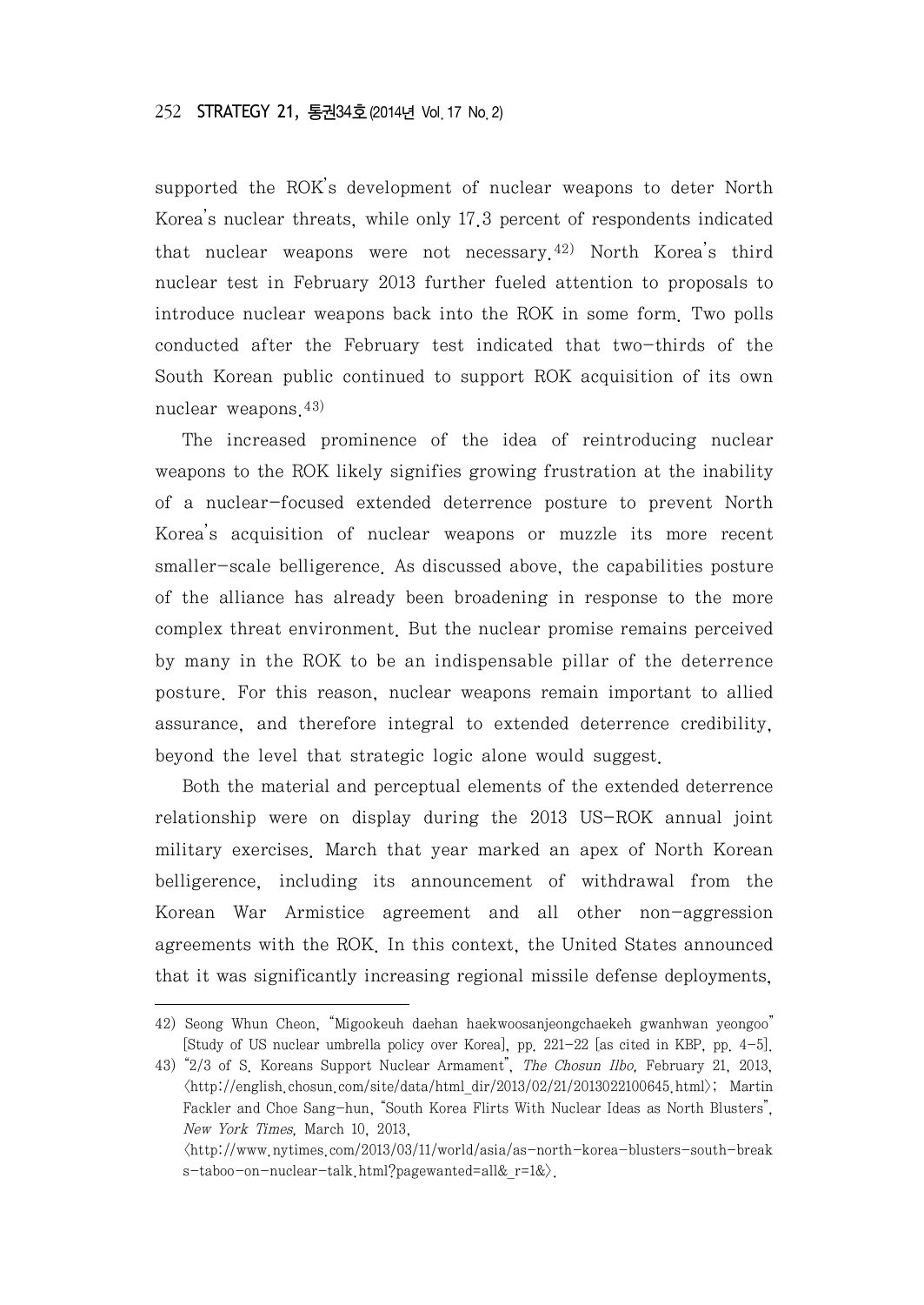supported the ROK's development of nuclear weapons to deter North Korea's nuclear threats, while only 17.3 percent of respondents indicated that nuclear weapons were not necessary.[42] North Korea's third nuclear test in February 2013 further fueled attention to proposals to introduce nuclear weapons back into the ROK in some form. Two polls conducted after the February test indicated that two-thirds of the South Korean public continued to support ROK acquisition of its own nuclear weapons.[43]

The increased prominence of the idea of reintroducing nuclear weapons to the ROK likely signifies growing frustration at the inability of a nuclear-focused extended deterrence posture to prevent North Korea's acquisition of nuclear weapons or muzzle its more recent smaller-scale belligerence. As discussed above, the capabilities posture of the alliance has already been broadening in response to the more complex threat environment. But the nuclear promise remains perceived by many in the ROK to be an indispensable pillar of the deterrence posture. For this reason, nuclear weapons remain important to allied assurance, and therefore integral to extended deterrence credibility, beyond the level that strategic logic alone would suggest.

Both the material and perceptual elements of the extended deterrence relationship were on display during the 2013 US-ROK annual joint military exercises. March that year marked an apex of North Korean belligerence, including its announcement of withdrawal from the Korean War Armistice agreement and all other non-aggression agreements with the ROK. In this context, the United States announced that it was significantly increasing regional missile defense deployments,

---

42) Seong Whun Cheon, "Migookeuh daehan haekwoosanjeongchaekeh gwanhwan yeongoo" [Study of US nuclear umbrella policy over Korea], pp. 221-22 [as cited in KBP, pp. 4-5].

43) "2/3 of S. Koreans Support Nuclear Armament", *The Chosun Ilbo*, February 21, 2013, 〈http://english.chosun.com/site/data/html_dir/2013/02/21/2013022100645.html〉; Martin Fackler and Choe Sang-hun, "South Korea Flirts With Nuclear Ideas as North Blusters", *New York Times*, March 10, 2013, 〈http://www.nytimes.com/2013/03/11/world/asia/as-north-korea-blusters-south-breaks-taboo-on-nuclear-talk.html?pagewanted=all&_r=1&〉.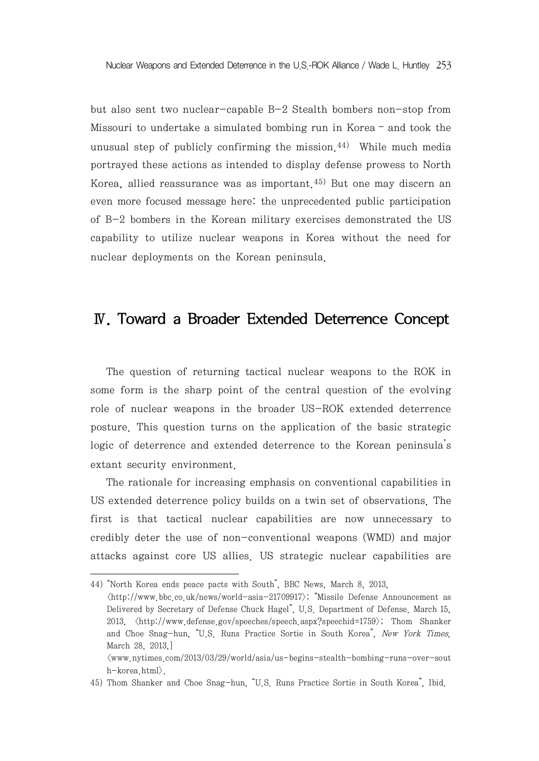but also sent two nuclear-capable B-2 Stealth bombers non-stop from Missouri to undertake a simulated bombing run in Korea – and took the unusual step of publicly confirming the mission.[44] While much media portrayed these actions as intended to display defense prowess to North Korea, allied reassurance was as important.[45] But one may discern an even more focused message here: the unprecedented public participation of B-2 bombers in the Korean military exercises demonstrated the US capability to utilize nuclear weapons in Korea without the need for nuclear deployments on the Korean peninsula.

## Ⅳ. Toward a Broader Extended Deterrence Concept

The question of returning tactical nuclear weapons to the ROK in some form is the sharp point of the central question of the evolving role of nuclear weapons in the broader US-ROK extended deterrence posture. This question turns on the application of the basic strategic logic of deterrence and extended deterrence to the Korean peninsula's extant security environment.

The rationale for increasing emphasis on conventional capabilities in US extended deterrence policy builds on a twin set of observations. The first is that tactical nuclear capabilities are now unnecessary to credibly deter the use of non-conventional weapons (WMD) and major attacks against core US allies. US strategic nuclear capabilities are

---

44) "North Korea ends peace pacts with South", BBC News, March 8, 2013, 〈http://www.bbc.co.uk/news/world-asia-21709917〉; "Missile Defense Announcement as Delivered by Secretary of Defense Chuck Hagel", U.S. Department of Defense, March 15, 2013, 〈http://www.defense.gov/speeches/speech.aspx?speechid=1759〉; Thom Shanker and Choe Snag-hun, "U.S. Runs Practice Sortie in South Korea", *New York Times*, March 28, 2013,] 〈www.nytimes.com/2013/03/29/world/asia/us-begins-stealth-bombing-runs-over-south-korea.html〉.

45) Thom Shanker and Choe Snag-hun, "U.S. Runs Practice Sortie in South Korea", Ibid.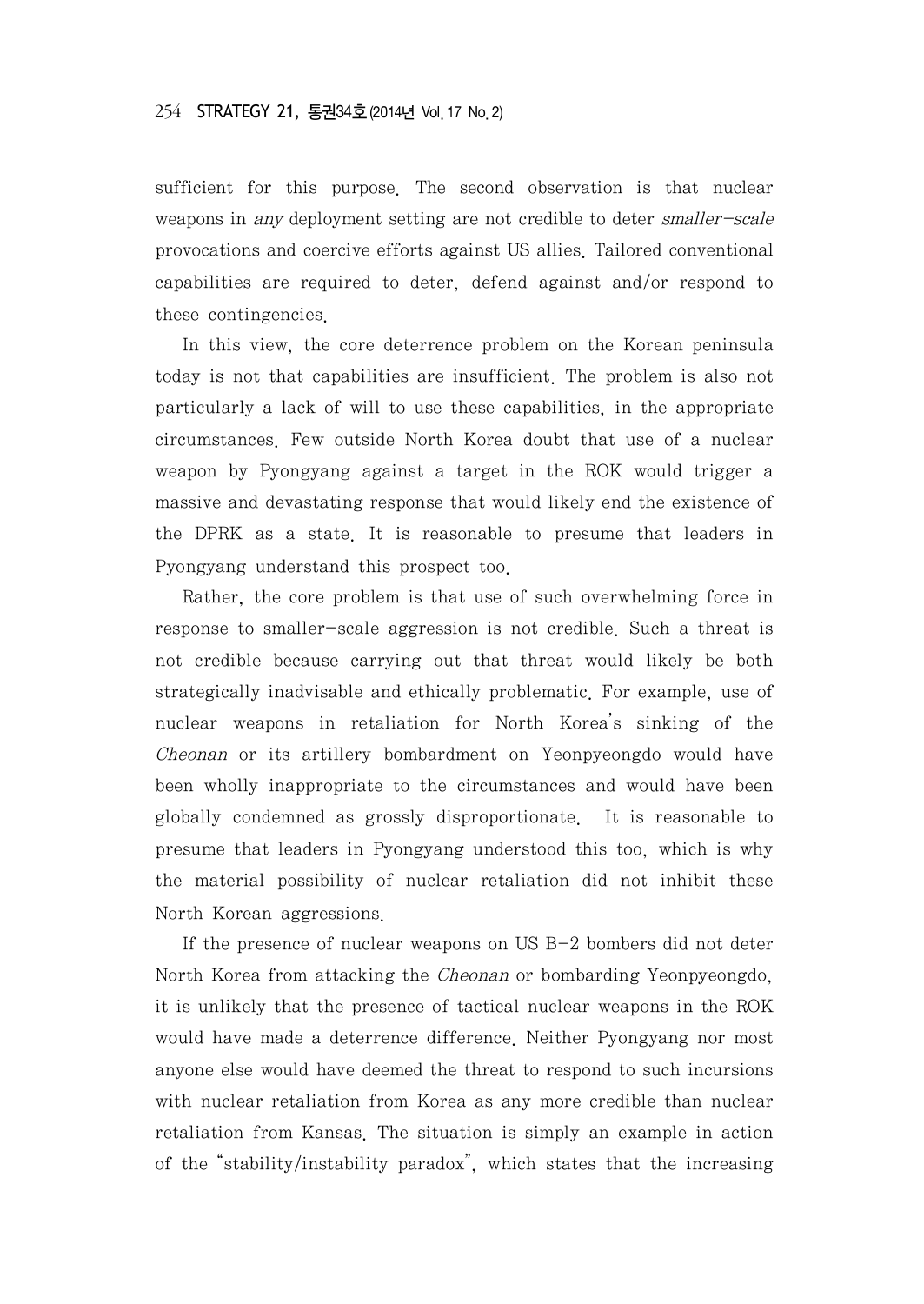sufficient for this purpose. The second observation is that nuclear weapons in *any* deployment setting are not credible to deter *smaller-scale* provocations and coercive efforts against US allies. Tailored conventional capabilities are required to deter, defend against and/or respond to these contingencies.

In this view, the core deterrence problem on the Korean peninsula today is not that capabilities are insufficient. The problem is also not particularly a lack of will to use these capabilities, in the appropriate circumstances. Few outside North Korea doubt that use of a nuclear weapon by Pyongyang against a target in the ROK would trigger a massive and devastating response that would likely end the existence of the DPRK as a state. It is reasonable to presume that leaders in Pyongyang understand this prospect too.

Rather, the core problem is that use of such overwhelming force in response to smaller-scale aggression is not credible. Such a threat is not credible because carrying out that threat would likely be both strategically inadvisable and ethically problematic. For example, use of nuclear weapons in retaliation for North Korea's sinking of the *Cheonan* or its artillery bombardment on Yeonpyeongdo would have been wholly inappropriate to the circumstances and would have been globally condemned as grossly disproportionate. It is reasonable to presume that leaders in Pyongyang understood this too, which is why the material possibility of nuclear retaliation did not inhibit these North Korean aggressions.

If the presence of nuclear weapons on US B-2 bombers did not deter North Korea from attacking the *Cheonan* or bombarding Yeonpyeongdo, it is unlikely that the presence of tactical nuclear weapons in the ROK would have made a deterrence difference. Neither Pyongyang nor most anyone else would have deemed the threat to respond to such incursions with nuclear retaliation from Korea as any more credible than nuclear retaliation from Kansas. The situation is simply an example in action of the "stability/instability paradox", which states that the increasing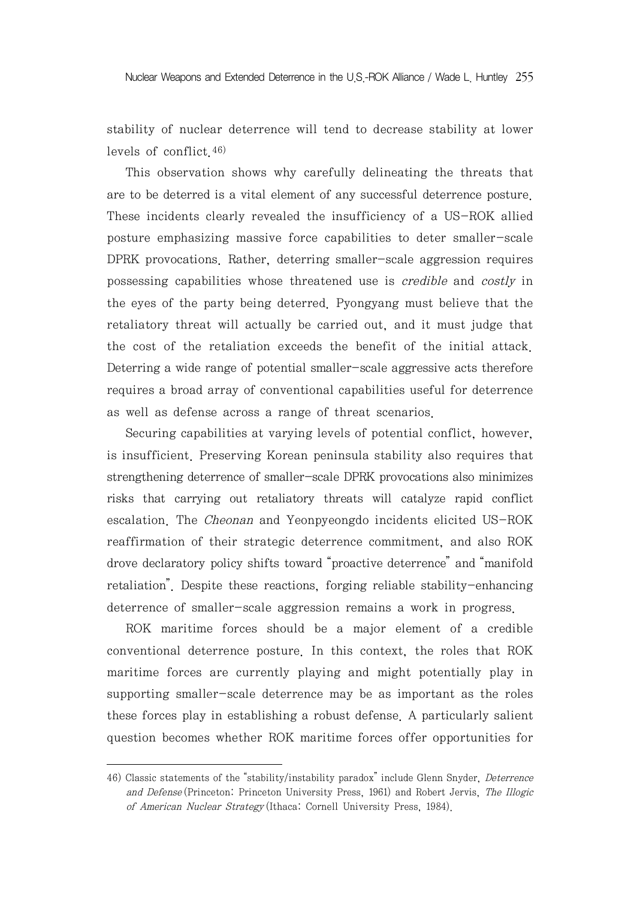stability of nuclear deterrence will tend to decrease stability at lower levels of conflict.[46]

This observation shows why carefully delineating the threats that are to be deterred is a vital element of any successful deterrence posture. These incidents clearly revealed the insufficiency of a US-ROK allied posture emphasizing massive force capabilities to deter smaller-scale DPRK provocations. Rather, deterring smaller-scale aggression requires possessing capabilities whose threatened use is *credible* and *costly* in the eyes of the party being deterred. Pyongyang must believe that the retaliatory threat will actually be carried out, and it must judge that the cost of the retaliation exceeds the benefit of the initial attack. Deterring a wide range of potential smaller-scale aggressive acts therefore requires a broad array of conventional capabilities useful for deterrence as well as defense across a range of threat scenarios.

Securing capabilities at varying levels of potential conflict, however, is insufficient. Preserving Korean peninsula stability also requires that strengthening deterrence of smaller-scale DPRK provocations also minimizes risks that carrying out retaliatory threats will catalyze rapid conflict escalation. The *Cheonan* and Yeonpyeongdo incidents elicited US-ROK reaffirmation of their strategic deterrence commitment, and also ROK drove declaratory policy shifts toward "proactive deterrence" and "manifold retaliation". Despite these reactions, forging reliable stability-enhancing deterrence of smaller-scale aggression remains a work in progress.

ROK maritime forces should be a major element of a credible conventional deterrence posture. In this context, the roles that ROK maritime forces are currently playing and might potentially play in supporting smaller-scale deterrence may be as important as the roles these forces play in establishing a robust defense. A particularly salient question becomes whether ROK maritime forces offer opportunities for

---

46) Classic statements of the "stability/instability paradox" include Glenn Snyder, *Deterrence and Defense* (Princeton: Princeton University Press, 1961) and Robert Jervis, *The Illogic of American Nuclear Strategy* (Ithaca: Cornell University Press, 1984).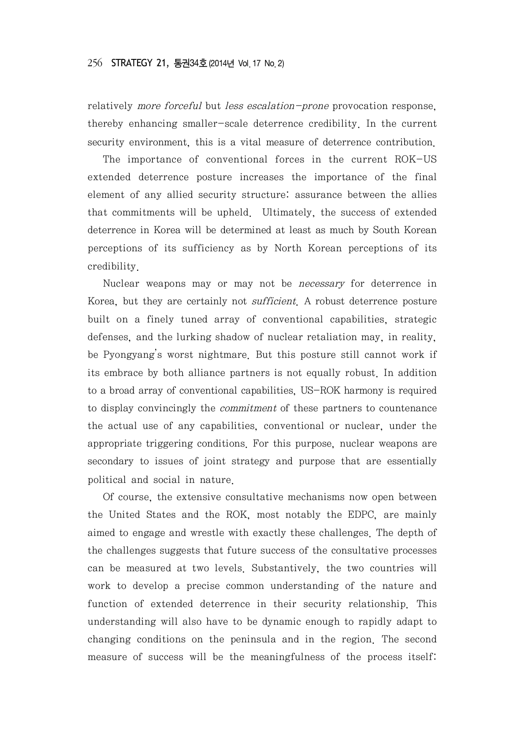relatively *more forceful* but *less escalation-prone* provocation response, thereby enhancing smaller-scale deterrence credibility. In the current security environment, this is a vital measure of deterrence contribution.

The importance of conventional forces in the current ROK-US extended deterrence posture increases the importance of the final element of any allied security structure: assurance between the allies that commitments will be upheld. Ultimately, the success of extended deterrence in Korea will be determined at least as much by South Korean perceptions of its sufficiency as by North Korean perceptions of its credibility.

Nuclear weapons may or may not be *necessary* for deterrence in Korea, but they are certainly not *sufficient*. A robust deterrence posture built on a finely tuned array of conventional capabilities, strategic defenses, and the lurking shadow of nuclear retaliation may, in reality, be Pyongyang's worst nightmare. But this posture still cannot work if its embrace by both alliance partners is not equally robust. In addition to a broad array of conventional capabilities, US-ROK harmony is required to display convincingly the *commitment* of these partners to countenance the actual use of any capabilities, conventional or nuclear, under the appropriate triggering conditions. For this purpose, nuclear weapons are secondary to issues of joint strategy and purpose that are essentially political and social in nature.

Of course, the extensive consultative mechanisms now open between the United States and the ROK, most notably the EDPC, are mainly aimed to engage and wrestle with exactly these challenges. The depth of the challenges suggests that future success of the consultative processes can be measured at two levels. Substantively, the two countries will work to develop a precise common understanding of the nature and function of extended deterrence in their security relationship. This understanding will also have to be dynamic enough to rapidly adapt to changing conditions on the peninsula and in the region. The second measure of success will be the meaningfulness of the process itself: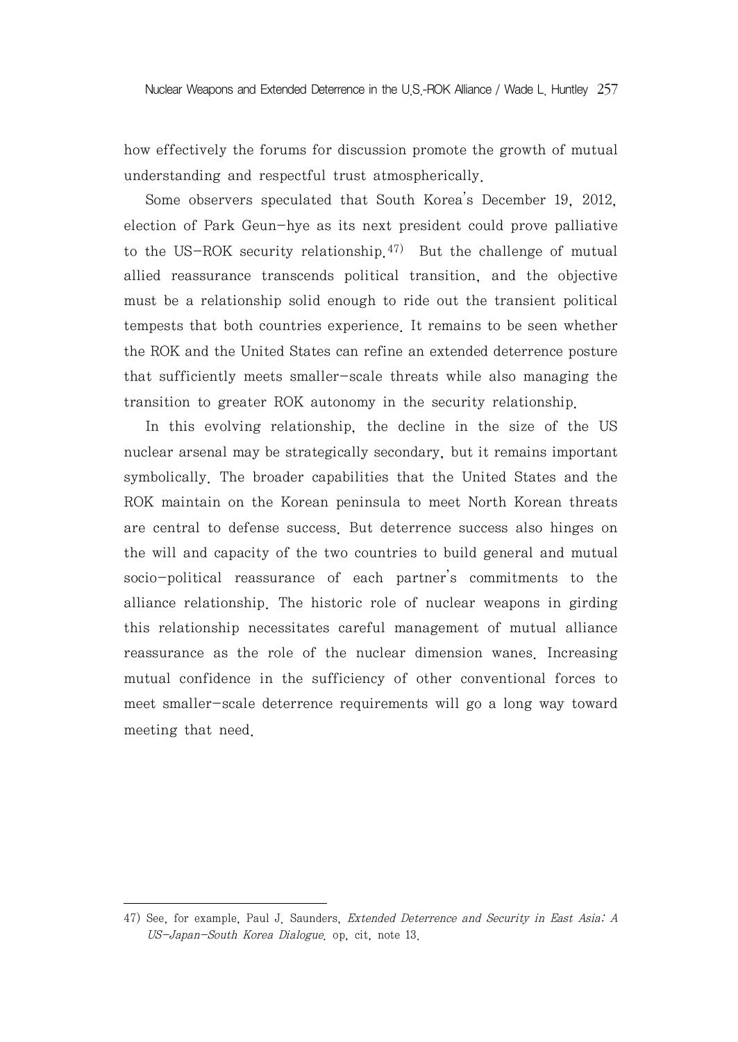how effectively the forums for discussion promote the growth of mutual understanding and respectful trust atmospherically.

Some observers speculated that South Korea's December 19, 2012, election of Park Geun-hye as its next president could prove palliative to the US-ROK security relationship.[47] But the challenge of mutual allied reassurance transcends political transition, and the objective must be a relationship solid enough to ride out the transient political tempests that both countries experience. It remains to be seen whether the ROK and the United States can refine an extended deterrence posture that sufficiently meets smaller-scale threats while also managing the transition to greater ROK autonomy in the security relationship.

In this evolving relationship, the decline in the size of the US nuclear arsenal may be strategically secondary, but it remains important symbolically. The broader capabilities that the United States and the ROK maintain on the Korean peninsula to meet North Korean threats are central to defense success. But deterrence success also hinges on the will and capacity of the two countries to build general and mutual socio-political reassurance of each partner's commitments to the alliance relationship. The historic role of nuclear weapons in girding this relationship necessitates careful management of mutual alliance reassurance as the role of the nuclear dimension wanes. Increasing mutual confidence in the sufficiency of other conventional forces to meet smaller-scale deterrence requirements will go a long way toward meeting that need.

---

47) See, for example, Paul J. Saunders, *Extended Deterrence and Security in East Asia: A US-Japan-South Korea Dialogue*. op. cit. note 13.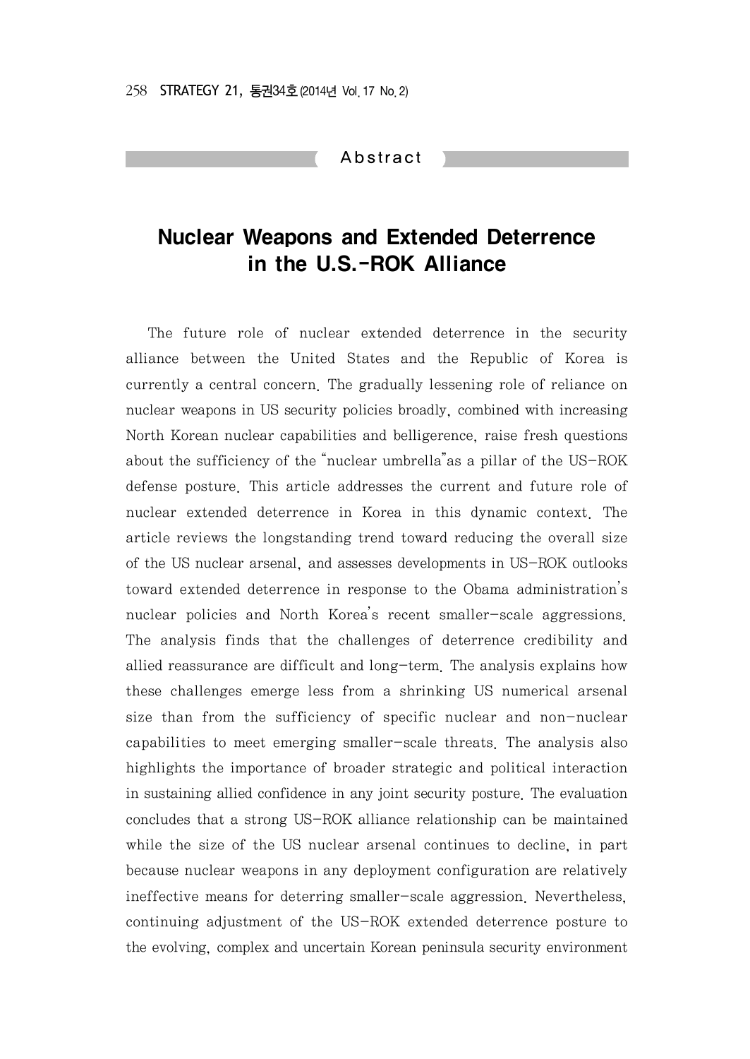## Abstract

# Nuclear Weapons and Extended Deterrence in the U.S.-ROK Alliance

The future role of nuclear extended deterrence in the security alliance between the United States and the Republic of Korea is currently a central concern. The gradually lessening role of reliance on nuclear weapons in US security policies broadly, combined with increasing North Korean nuclear capabilities and belligerence, raise fresh questions about the sufficiency of the "nuclear umbrella"as a pillar of the US-ROK defense posture. This article addresses the current and future role of nuclear extended deterrence in Korea in this dynamic context. The article reviews the longstanding trend toward reducing the overall size of the US nuclear arsenal, and assesses developments in US-ROK outlooks toward extended deterrence in response to the Obama administration's nuclear policies and North Korea's recent smaller-scale aggressions. The analysis finds that the challenges of deterrence credibility and allied reassurance are difficult and long-term. The analysis explains how these challenges emerge less from a shrinking US numerical arsenal size than from the sufficiency of specific nuclear and non-nuclear capabilities to meet emerging smaller-scale threats. The analysis also highlights the importance of broader strategic and political interaction in sustaining allied confidence in any joint security posture. The evaluation concludes that a strong US-ROK alliance relationship can be maintained while the size of the US nuclear arsenal continues to decline, in part because nuclear weapons in any deployment configuration are relatively ineffective means for deterring smaller-scale aggression. Nevertheless, continuing adjustment of the US-ROK extended deterrence posture to the evolving, complex and uncertain Korean peninsula security environment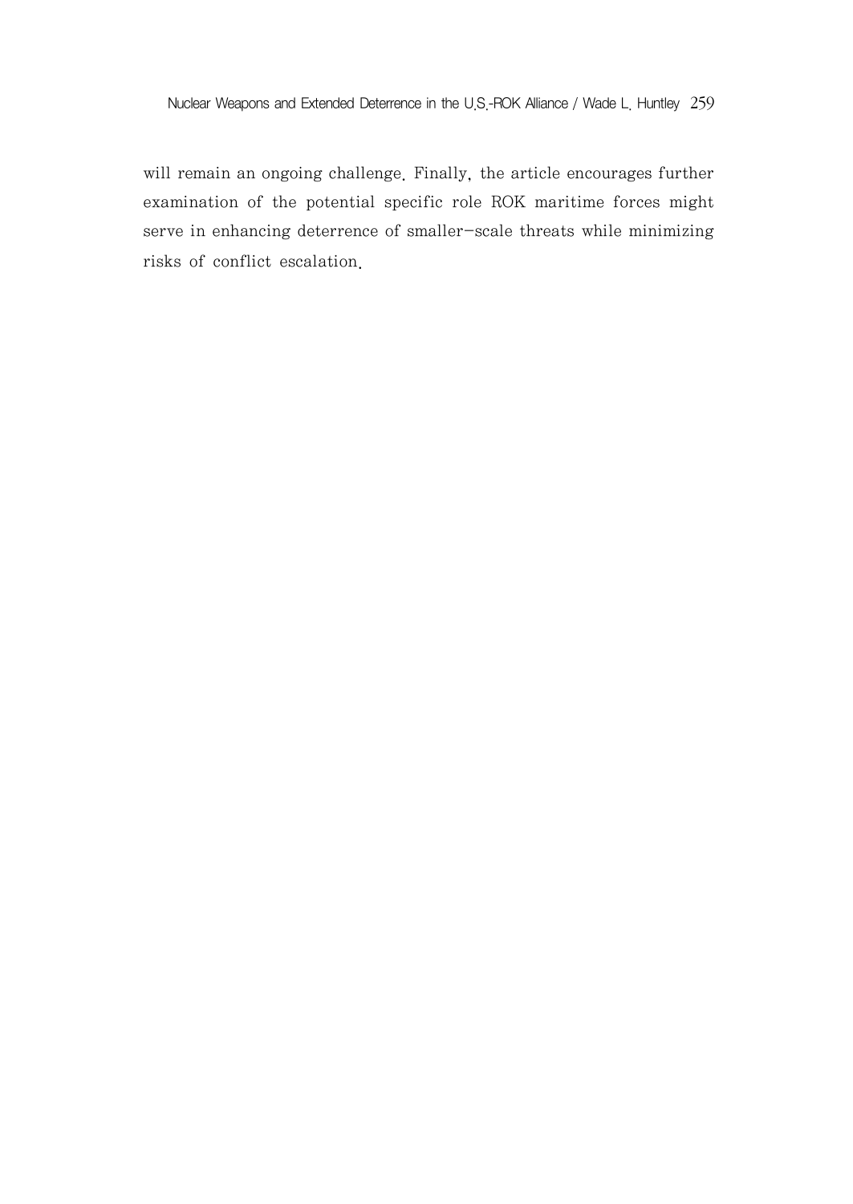will remain an ongoing challenge. Finally, the article encourages further examination of the potential specific role ROK maritime forces might serve in enhancing deterrence of smaller-scale threats while minimizing risks of conflict escalation.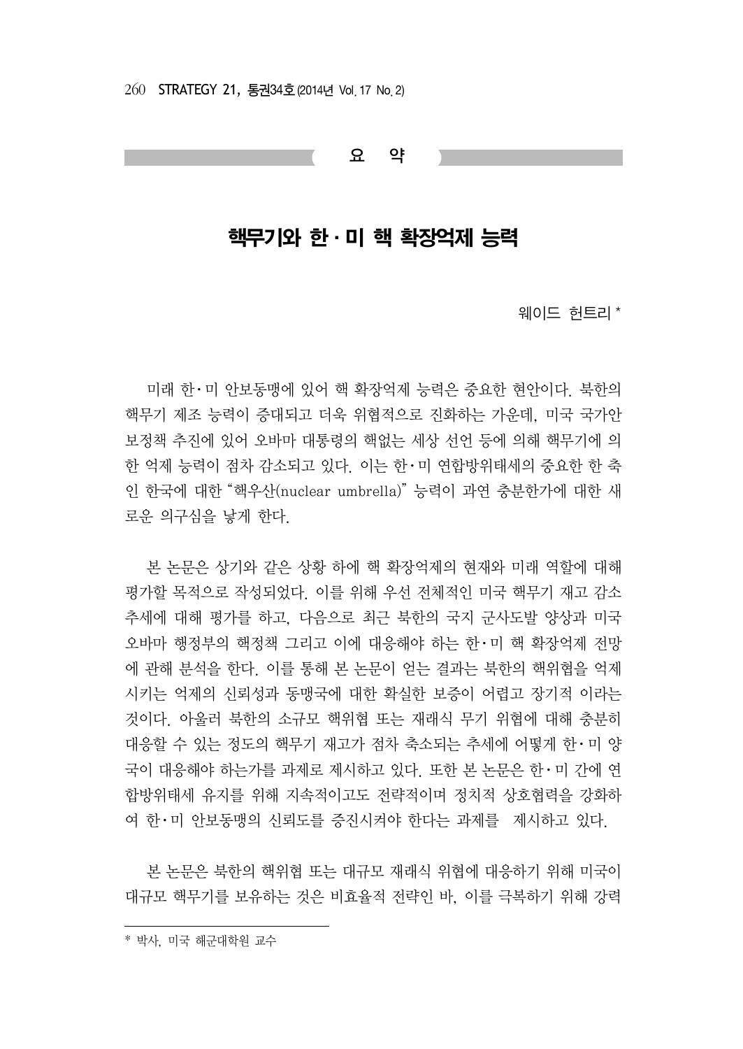## 요 약

# 핵무기와 한･미 핵 확장억제 능력

웨이드 헌트리 *

미래 한･미 안보동맹에 있어 핵 확장억제 능력은 중요한 현안이다. 북한의 핵무기 제조 능력이 증대되고 더욱 위협적으로 진화하는 가운데, 미국 국가안보정책 추진에 있어 오바마 대통령의 핵없는 세상 선언 등에 의해 핵무기에 의한 억제 능력이 점차 감소되고 있다. 이는 한･미 연합방위태세의 중요한 한 축인 한국에 대한 "핵우산(nuclear umbrella)" 능력이 과연 충분한가에 대한 새로운 의구심을 낳게 한다.

본 논문은 상기와 같은 상황 하에 핵 확장억제의 현재와 미래 역할에 대해 평가할 목적으로 작성되었다. 이를 위해 우선 전체적인 미국 핵무기 재고 감소 추세에 대해 평가를 하고, 다음으로 최근 북한의 국지 군사도발 양상과 미국 오바마 행정부의 핵정책 그리고 이에 대응해야 하는 한･미 핵 확장억제 전망에 관해 분석을 한다. 이를 통해 본 논문이 얻는 결과는 북한의 핵위협을 억제시키는 억제의 신뢰성과 동맹국에 대한 확실한 보증이 어렵고 장기적 이라는 것이다. 아울러 북한의 소규모 핵위협 또는 재래식 무기 위협에 대해 충분히 대응할 수 있는 정도의 핵무기 재고가 점차 축소되는 추세에 어떻게 한･미 양국이 대응해야 하는가를 과제로 제시하고 있다. 또한 본 논문은 한･미 간에 연합방위태세 유지를 위해 지속적이고도 전략적이며 정치적 상호협력을 강화하여 한･미 안보동맹의 신뢰도를 증진시켜야 한다는 과제를 제시하고 있다.

본 논문은 북한의 핵위협 또는 대규모 재래식 위협에 대응하기 위해 미국이 대규모 핵무기를 보유하는 것은 비효율적 전략인 바, 이를 극복하기 위해 강력

---

* 박사, 미국 해군대학원 교수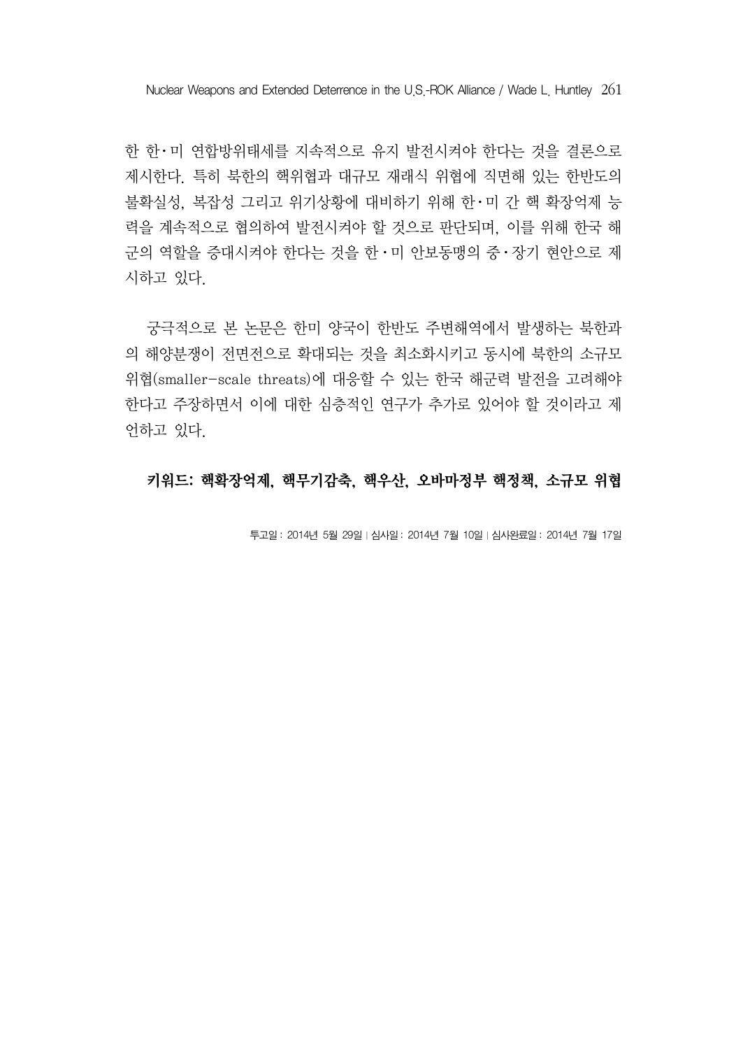한 한·미 연합방위태세를 지속적으로 유지 발전시켜야 한다는 것을 결론으로 제시한다. 특히 북한의 핵위협과 대규모 재래식 위협에 직면해 있는 한반도의 불확실성, 복잡성 그리고 위기상황에 대비하기 위해 한·미 간 핵 확장억제 능력을 계속적으로 협의하여 발전시켜야 할 것으로 판단되며, 이를 위해 한국 해군의 역할을 증대시켜야 한다는 것을 한·미 안보동맹의 중·장기 현안으로 제시하고 있다.

궁극적으로 본 논문은 한미 양국이 한반도 주변해역에서 발생하는 북한과의 해양분쟁이 전면전으로 확대되는 것을 최소화시키고 동시에 북한의 소규모 위협(smaller-scale threats)에 대응할 수 있는 한국 해군력 발전을 고려해야 한다고 주장하면서 이에 대한 심층적인 연구가 추가로 있어야 할 것이라고 제언하고 있다.

**키워드: 핵확장억제, 핵무기감축, 핵우산, 오바마정부 핵정책, 소규모 위협**

투고일 : 2014년 5월 29일 | 심사일 : 2014년 7월 10일 | 심사완료일 : 2014년 7월 17일